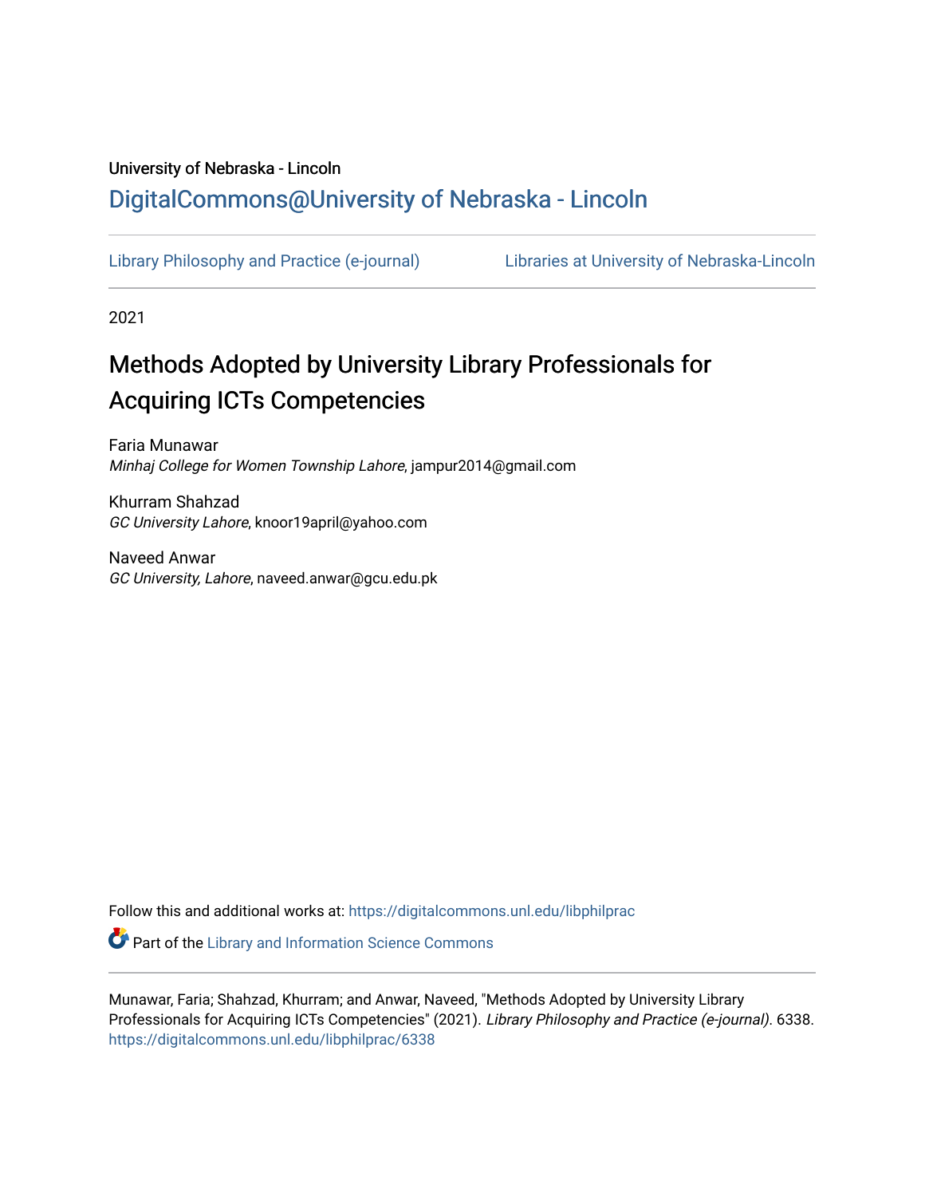University of Nebraska - Lincoln

## DigitalCommons@University of Nebraska - Lincoln

Library Philosophy and Practice (e-journal) | Libraries at University of Nebraska-Lincoln

2021

# Methods Adopted by University Library Professionals for Acquiring ICTs Competencies

Faria Munawar
*Minhaj College for Women Township Lahore*, jampur2014@gmail.com

Khurram Shahzad
*GC University Lahore*, knoor19april@yahoo.com

Naveed Anwar
*GC University, Lahore*, naveed.anwar@gcu.edu.pk

Follow this and additional works at: https://digitalcommons.unl.edu/libphilprac

Part of the Library and Information Science Commons

Munawar, Faria; Shahzad, Khurram; and Anwar, Naveed, "Methods Adopted by University Library Professionals for Acquiring ICTs Competencies" (2021). *Library Philosophy and Practice (e-journal)*. 6338.
https://digitalcommons.unl.edu/libphilprac/6338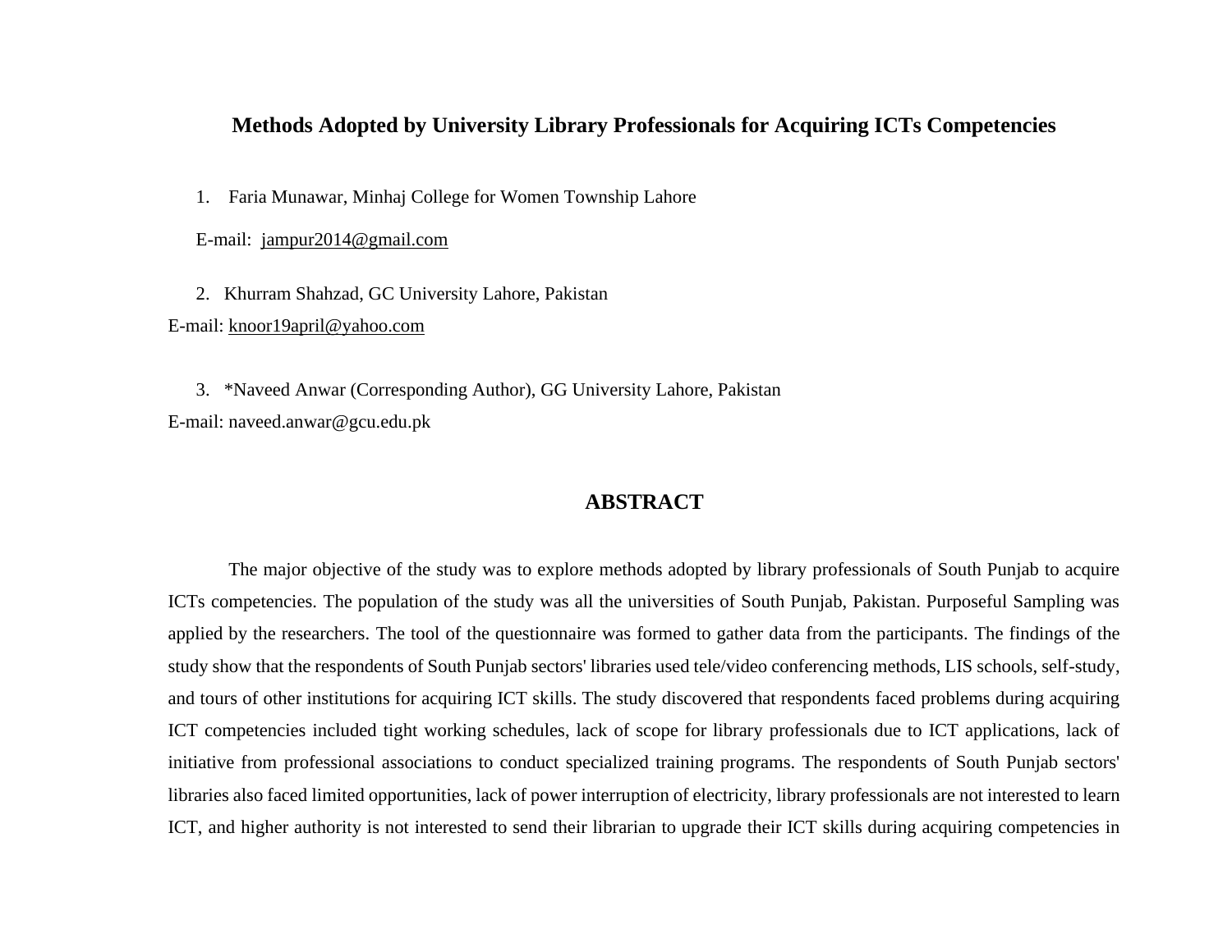# Methods Adopted by University Library Professionals for Acquiring ICTs Competencies

1. Faria Munawar, Minhaj College for Women Township Lahore

E-mail: jampur2014@gmail.com

2. Khurram Shahzad, GC University Lahore, Pakistan

E-mail: knoor19april@yahoo.com

3. *Naveed Anwar (Corresponding Author), GG University Lahore, Pakistan

E-mail: naveed.anwar@gcu.edu.pk

## ABSTRACT

The major objective of the study was to explore methods adopted by library professionals of South Punjab to acquire ICTs competencies. The population of the study was all the universities of South Punjab, Pakistan. Purposeful Sampling was applied by the researchers. The tool of the questionnaire was formed to gather data from the participants. The findings of the study show that the respondents of South Punjab sectors' libraries used tele/video conferencing methods, LIS schools, self-study, and tours of other institutions for acquiring ICT skills. The study discovered that respondents faced problems during acquiring ICT competencies included tight working schedules, lack of scope for library professionals due to ICT applications, lack of initiative from professional associations to conduct specialized training programs. The respondents of South Punjab sectors' libraries also faced limited opportunities, lack of power interruption of electricity, library professionals are not interested to learn ICT, and higher authority is not interested to send their librarian to upgrade their ICT skills during acquiring competencies in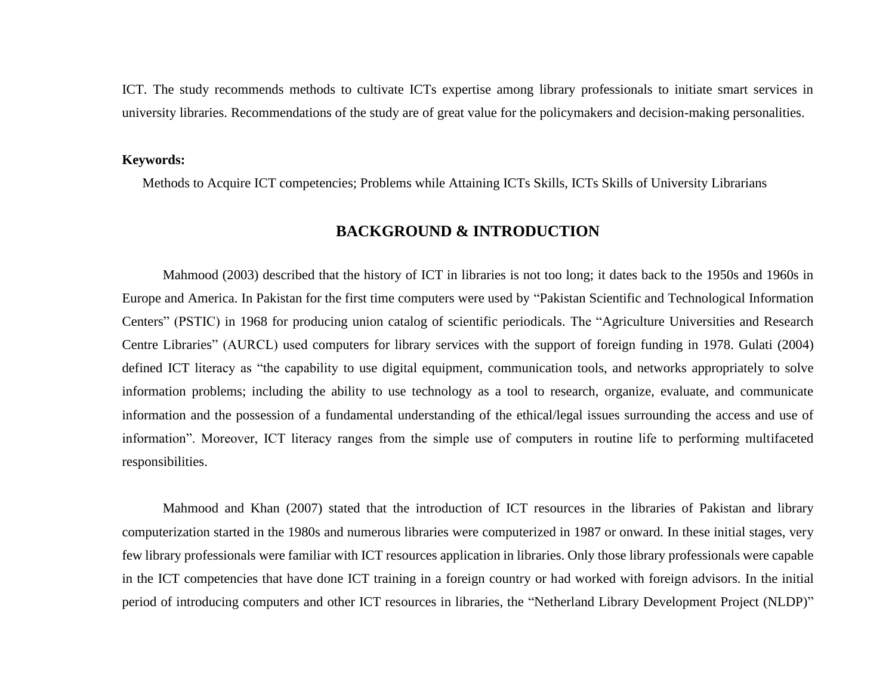ICT. The study recommends methods to cultivate ICTs expertise among library professionals to initiate smart services in university libraries. Recommendations of the study are of great value for the policymakers and decision-making personalities.

**Keywords:**

Methods to Acquire ICT competencies; Problems while Attaining ICTs Skills, ICTs Skills of University Librarians

## BACKGROUND & INTRODUCTION

Mahmood (2003) described that the history of ICT in libraries is not too long; it dates back to the 1950s and 1960s in Europe and America. In Pakistan for the first time computers were used by “Pakistan Scientific and Technological Information Centers” (PSTIC) in 1968 for producing union catalog of scientific periodicals. The “Agriculture Universities and Research Centre Libraries” (AURCL) used computers for library services with the support of foreign funding in 1978. Gulati (2004) defined ICT literacy as “the capability to use digital equipment, communication tools, and networks appropriately to solve information problems; including the ability to use technology as a tool to research, organize, evaluate, and communicate information and the possession of a fundamental understanding of the ethical/legal issues surrounding the access and use of information”. Moreover, ICT literacy ranges from the simple use of computers in routine life to performing multifaceted responsibilities.

Mahmood and Khan (2007) stated that the introduction of ICT resources in the libraries of Pakistan and library computerization started in the 1980s and numerous libraries were computerized in 1987 or onward. In these initial stages, very few library professionals were familiar with ICT resources application in libraries. Only those library professionals were capable in the ICT competencies that have done ICT training in a foreign country or had worked with foreign advisors. In the initial period of introducing computers and other ICT resources in libraries, the “Netherland Library Development Project (NLDP)”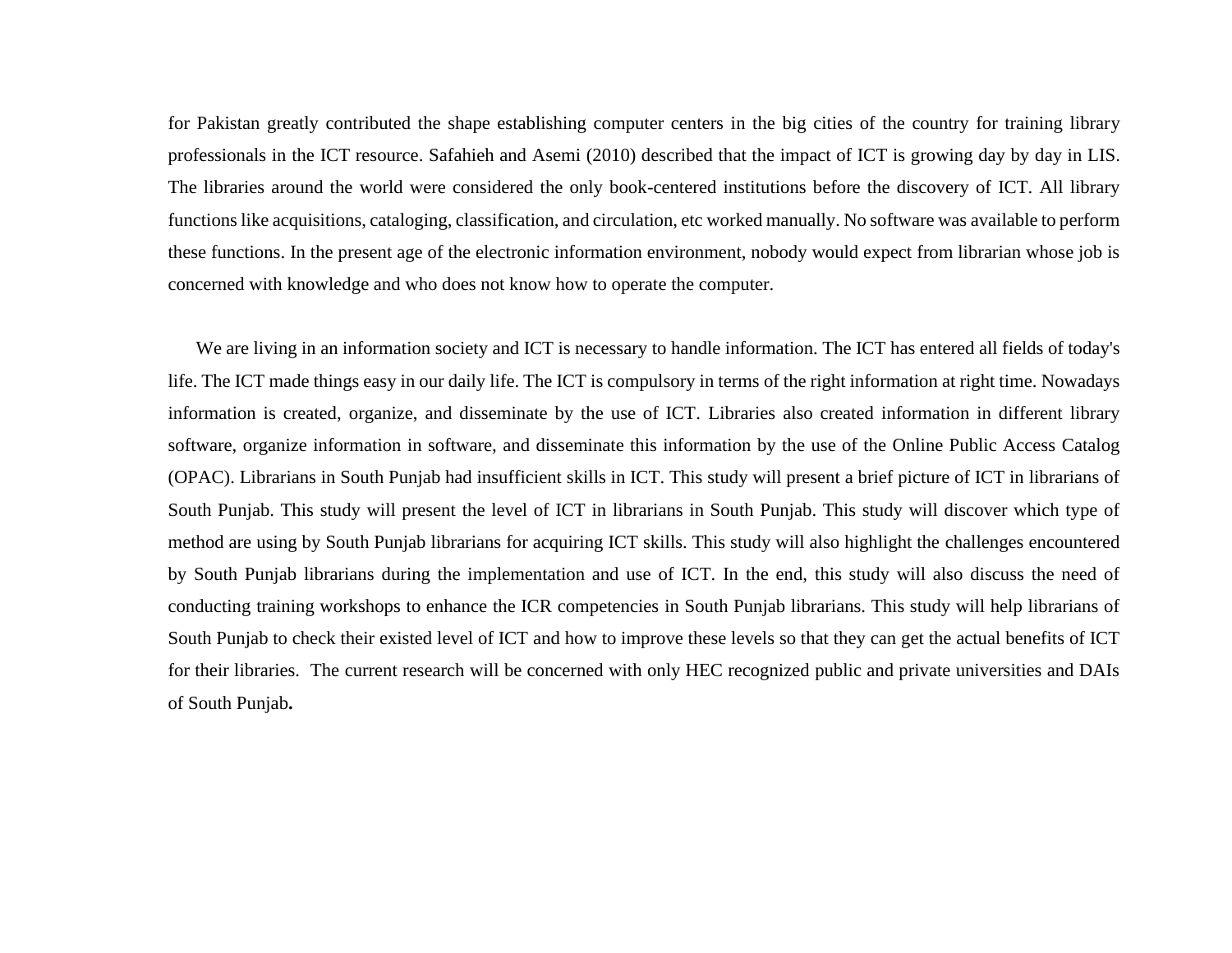for Pakistan greatly contributed the shape establishing computer centers in the big cities of the country for training library professionals in the ICT resource. Safahieh and Asemi (2010) described that the impact of ICT is growing day by day in LIS. The libraries around the world were considered the only book-centered institutions before the discovery of ICT. All library functions like acquisitions, cataloging, classification, and circulation, etc worked manually. No software was available to perform these functions. In the present age of the electronic information environment, nobody would expect from librarian whose job is concerned with knowledge and who does not know how to operate the computer.

We are living in an information society and ICT is necessary to handle information. The ICT has entered all fields of today's life. The ICT made things easy in our daily life. The ICT is compulsory in terms of the right information at right time. Nowadays information is created, organize, and disseminate by the use of ICT. Libraries also created information in different library software, organize information in software, and disseminate this information by the use of the Online Public Access Catalog (OPAC). Librarians in South Punjab had insufficient skills in ICT. This study will present a brief picture of ICT in librarians of South Punjab. This study will present the level of ICT in librarians in South Punjab. This study will discover which type of method are using by South Punjab librarians for acquiring ICT skills. This study will also highlight the challenges encountered by South Punjab librarians during the implementation and use of ICT. In the end, this study will also discuss the need of conducting training workshops to enhance the ICR competencies in South Punjab librarians. This study will help librarians of South Punjab to check their existed level of ICT and how to improve these levels so that they can get the actual benefits of ICT for their libraries. The current research will be concerned with only HEC recognized public and private universities and DAIs of South Punjab.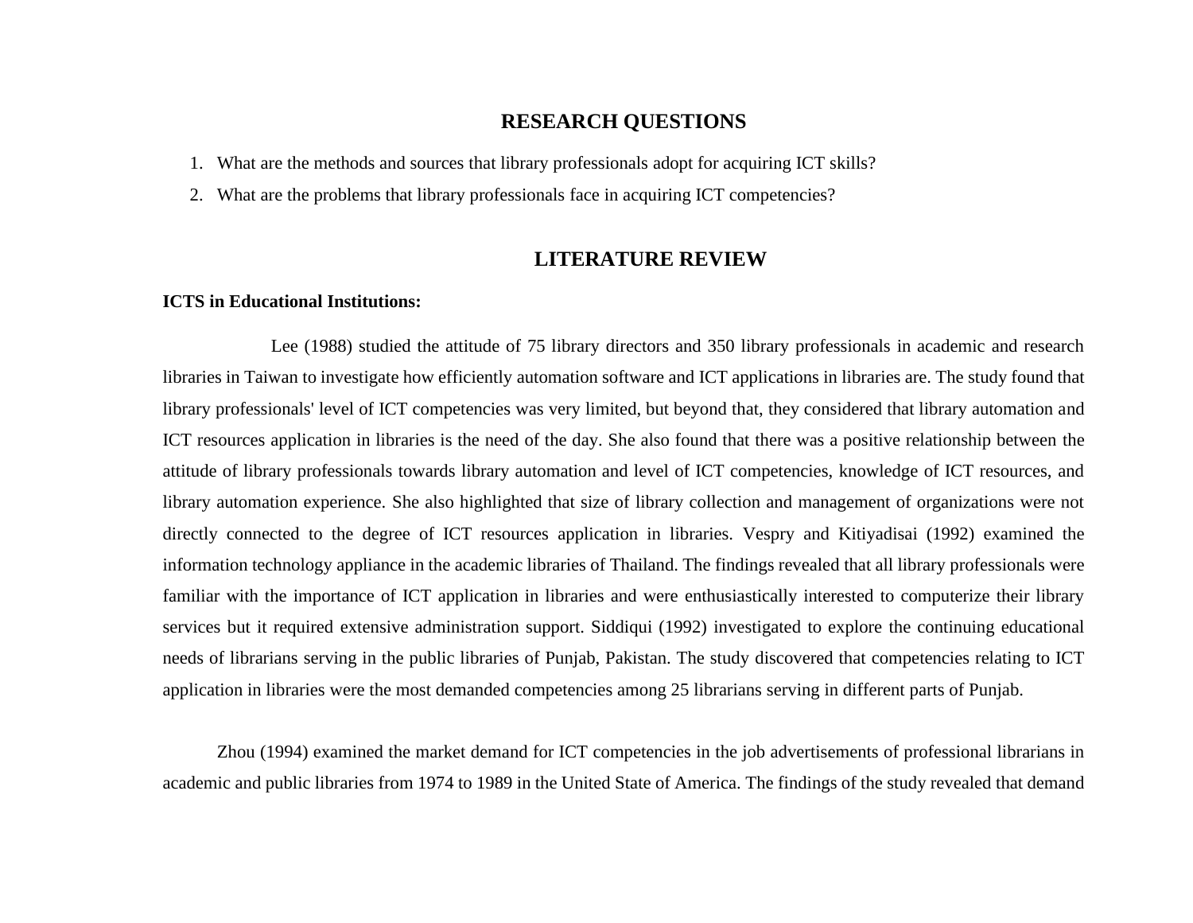## RESEARCH QUESTIONS

1. What are the methods and sources that library professionals adopt for acquiring ICT skills?
2. What are the problems that library professionals face in acquiring ICT competencies?

## LITERATURE REVIEW

**ICTS in Educational Institutions:**

Lee (1988) studied the attitude of 75 library directors and 350 library professionals in academic and research libraries in Taiwan to investigate how efficiently automation software and ICT applications in libraries are. The study found that library professionals' level of ICT competencies was very limited, but beyond that, they considered that library automation and ICT resources application in libraries is the need of the day. She also found that there was a positive relationship between the attitude of library professionals towards library automation and level of ICT competencies, knowledge of ICT resources, and library automation experience. She also highlighted that size of library collection and management of organizations were not directly connected to the degree of ICT resources application in libraries. Vespry and Kitiyadisai (1992) examined the information technology appliance in the academic libraries of Thailand. The findings revealed that all library professionals were familiar with the importance of ICT application in libraries and were enthusiastically interested to computerize their library services but it required extensive administration support. Siddiqui (1992) investigated to explore the continuing educational needs of librarians serving in the public libraries of Punjab, Pakistan. The study discovered that competencies relating to ICT application in libraries were the most demanded competencies among 25 librarians serving in different parts of Punjab.

Zhou (1994) examined the market demand for ICT competencies in the job advertisements of professional librarians in academic and public libraries from 1974 to 1989 in the United State of America. The findings of the study revealed that demand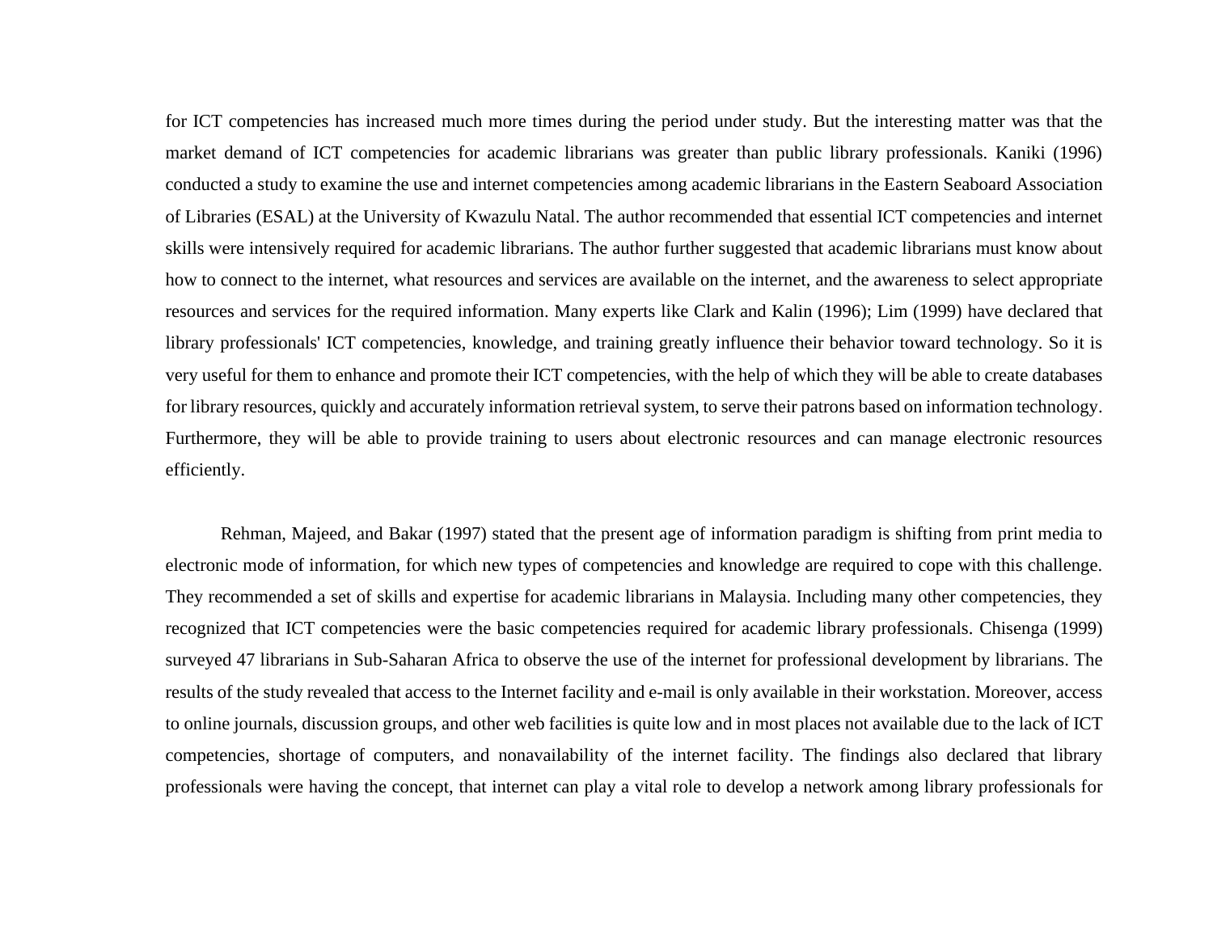for ICT competencies has increased much more times during the period under study. But the interesting matter was that the market demand of ICT competencies for academic librarians was greater than public library professionals. Kaniki (1996) conducted a study to examine the use and internet competencies among academic librarians in the Eastern Seaboard Association of Libraries (ESAL) at the University of Kwazulu Natal. The author recommended that essential ICT competencies and internet skills were intensively required for academic librarians. The author further suggested that academic librarians must know about how to connect to the internet, what resources and services are available on the internet, and the awareness to select appropriate resources and services for the required information. Many experts like Clark and Kalin (1996); Lim (1999) have declared that library professionals' ICT competencies, knowledge, and training greatly influence their behavior toward technology. So it is very useful for them to enhance and promote their ICT competencies, with the help of which they will be able to create databases for library resources, quickly and accurately information retrieval system, to serve their patrons based on information technology. Furthermore, they will be able to provide training to users about electronic resources and can manage electronic resources efficiently.

Rehman, Majeed, and Bakar (1997) stated that the present age of information paradigm is shifting from print media to electronic mode of information, for which new types of competencies and knowledge are required to cope with this challenge. They recommended a set of skills and expertise for academic librarians in Malaysia. Including many other competencies, they recognized that ICT competencies were the basic competencies required for academic library professionals. Chisenga (1999) surveyed 47 librarians in Sub-Saharan Africa to observe the use of the internet for professional development by librarians. The results of the study revealed that access to the Internet facility and e-mail is only available in their workstation. Moreover, access to online journals, discussion groups, and other web facilities is quite low and in most places not available due to the lack of ICT competencies, shortage of computers, and nonavailability of the internet facility. The findings also declared that library professionals were having the concept, that internet can play a vital role to develop a network among library professionals for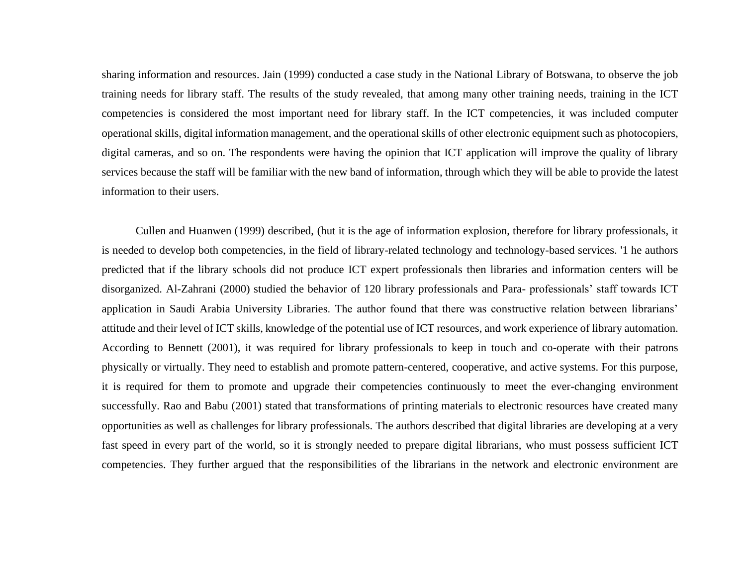sharing information and resources. Jain (1999) conducted a case study in the National Library of Botswana, to observe the job training needs for library staff. The results of the study revealed, that among many other training needs, training in the ICT competencies is considered the most important need for library staff. In the ICT competencies, it was included computer operational skills, digital information management, and the operational skills of other electronic equipment such as photocopiers, digital cameras, and so on. The respondents were having the opinion that ICT application will improve the quality of library services because the staff will be familiar with the new band of information, through which they will be able to provide the latest information to their users.

Cullen and Huanwen (1999) described, (hut it is the age of information explosion, therefore for library professionals, it is needed to develop both competencies, in the field of library-related technology and technology-based services. '1 he authors predicted that if the library schools did not produce ICT expert professionals then libraries and information centers will be disorganized. Al-Zahrani (2000) studied the behavior of 120 library professionals and Para- professionals' staff towards ICT application in Saudi Arabia University Libraries. The author found that there was constructive relation between librarians' attitude and their level of ICT skills, knowledge of the potential use of ICT resources, and work experience of library automation. According to Bennett (2001), it was required for library professionals to keep in touch and co-operate with their patrons physically or virtually. They need to establish and promote pattern-centered, cooperative, and active systems. For this purpose, it is required for them to promote and upgrade their competencies continuously to meet the ever-changing environment successfully. Rao and Babu (2001) stated that transformations of printing materials to electronic resources have created many opportunities as well as challenges for library professionals. The authors described that digital libraries are developing at a very fast speed in every part of the world, so it is strongly needed to prepare digital librarians, who must possess sufficient ICT competencies. They further argued that the responsibilities of the librarians in the network and electronic environment are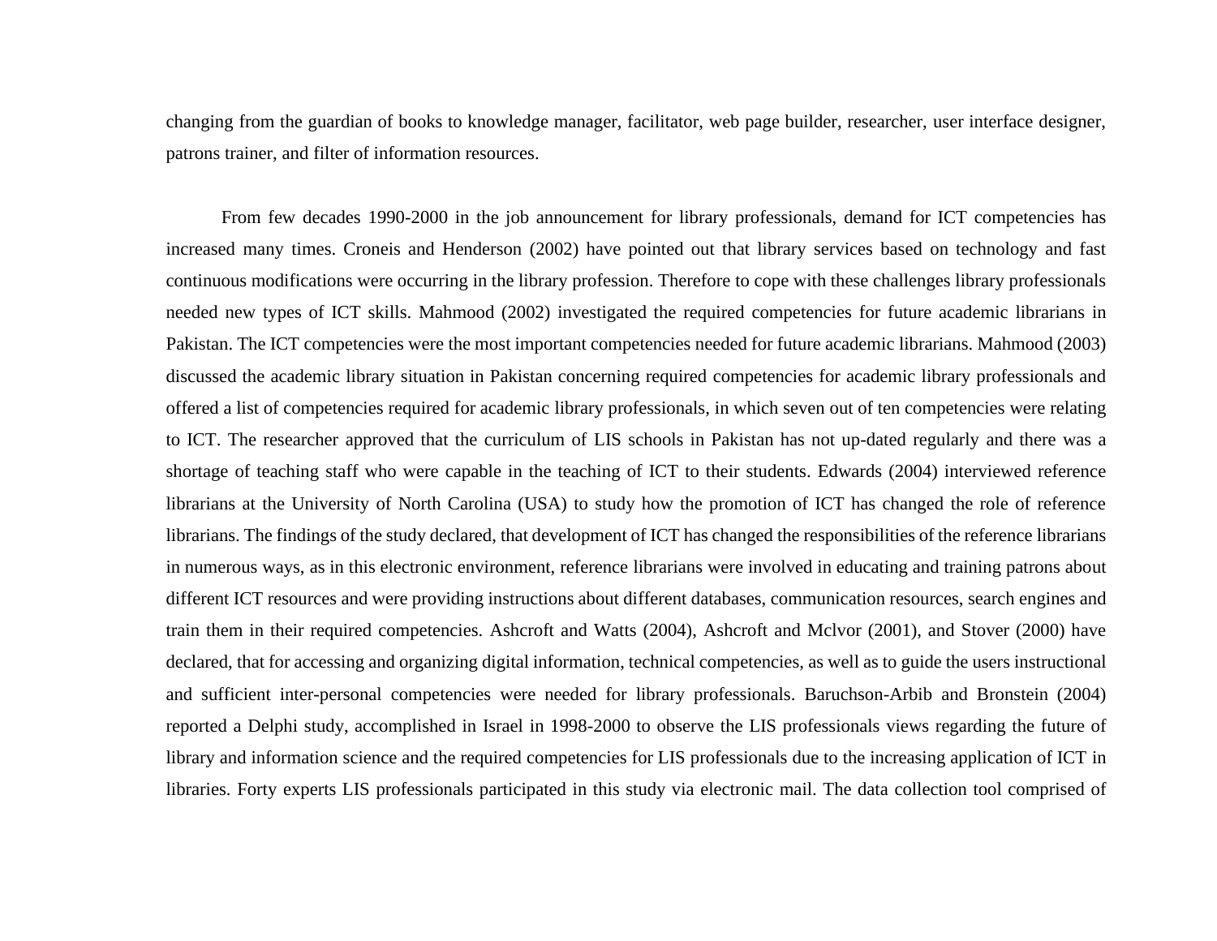changing from the guardian of books to knowledge manager, facilitator, web page builder, researcher, user interface designer, patrons trainer, and filter of information resources.

From few decades 1990-2000 in the job announcement for library professionals, demand for ICT competencies has increased many times. Croneis and Henderson (2002) have pointed out that library services based on technology and fast continuous modifications were occurring in the library profession. Therefore to cope with these challenges library professionals needed new types of ICT skills. Mahmood (2002) investigated the required competencies for future academic librarians in Pakistan. The ICT competencies were the most important competencies needed for future academic librarians. Mahmood (2003) discussed the academic library situation in Pakistan concerning required competencies for academic library professionals and offered a list of competencies required for academic library professionals, in which seven out of ten competencies were relating to ICT. The researcher approved that the curriculum of LIS schools in Pakistan has not up-dated regularly and there was a shortage of teaching staff who were capable in the teaching of ICT to their students. Edwards (2004) interviewed reference librarians at the University of North Carolina (USA) to study how the promotion of ICT has changed the role of reference librarians. The findings of the study declared, that development of ICT has changed the responsibilities of the reference librarians in numerous ways, as in this electronic environment, reference librarians were involved in educating and training patrons about different ICT resources and were providing instructions about different databases, communication resources, search engines and train them in their required competencies. Ashcroft and Watts (2004), Ashcroft and Mclvor (2001), and Stover (2000) have declared, that for accessing and organizing digital information, technical competencies, as well as to guide the users instructional and sufficient inter-personal competencies were needed for library professionals. Baruchson-Arbib and Bronstein (2004) reported a Delphi study, accomplished in Israel in 1998-2000 to observe the LIS professionals views regarding the future of library and information science and the required competencies for LIS professionals due to the increasing application of ICT in libraries. Forty experts LIS professionals participated in this study via electronic mail. The data collection tool comprised of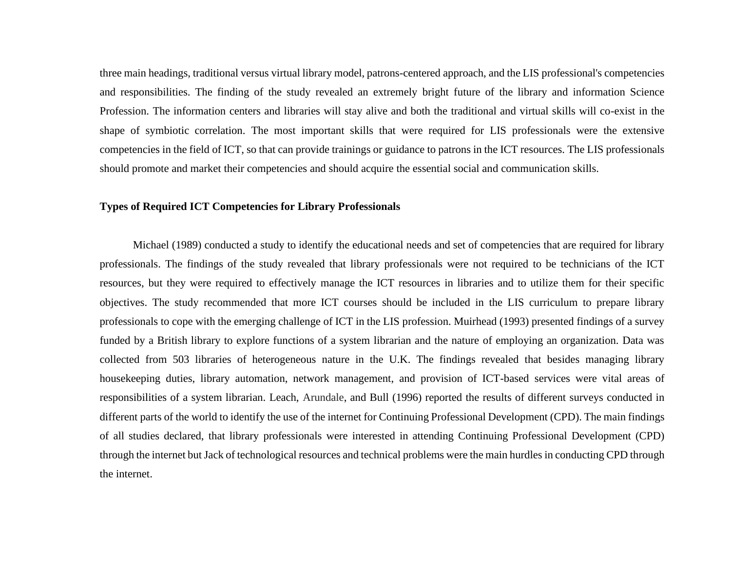three main headings, traditional versus virtual library model, patrons-centered approach, and the LIS professional's competencies and responsibilities. The finding of the study revealed an extremely bright future of the library and information Science Profession. The information centers and libraries will stay alive and both the traditional and virtual skills will co-exist in the shape of symbiotic correlation. The most important skills that were required for LIS professionals were the extensive competencies in the field of ICT, so that can provide trainings or guidance to patrons in the ICT resources. The LIS professionals should promote and market their competencies and should acquire the essential social and communication skills.

**Types of Required ICT Competencies for Library Professionals**

Michael (1989) conducted a study to identify the educational needs and set of competencies that are required for library professionals. The findings of the study revealed that library professionals were not required to be technicians of the ICT resources, but they were required to effectively manage the ICT resources in libraries and to utilize them for their specific objectives. The study recommended that more ICT courses should be included in the LIS curriculum to prepare library professionals to cope with the emerging challenge of ICT in the LIS profession. Muirhead (1993) presented findings of a survey funded by a British library to explore functions of a system librarian and the nature of employing an organization. Data was collected from 503 libraries of heterogeneous nature in the U.K. The findings revealed that besides managing library housekeeping duties, library automation, network management, and provision of ICT-based services were vital areas of responsibilities of a system librarian. Leach, Arundale, and Bull (1996) reported the results of different surveys conducted in different parts of the world to identify the use of the internet for Continuing Professional Development (CPD). The main findings of all studies declared, that library professionals were interested in attending Continuing Professional Development (CPD) through the internet but Jack of technological resources and technical problems were the main hurdles in conducting CPD through the internet.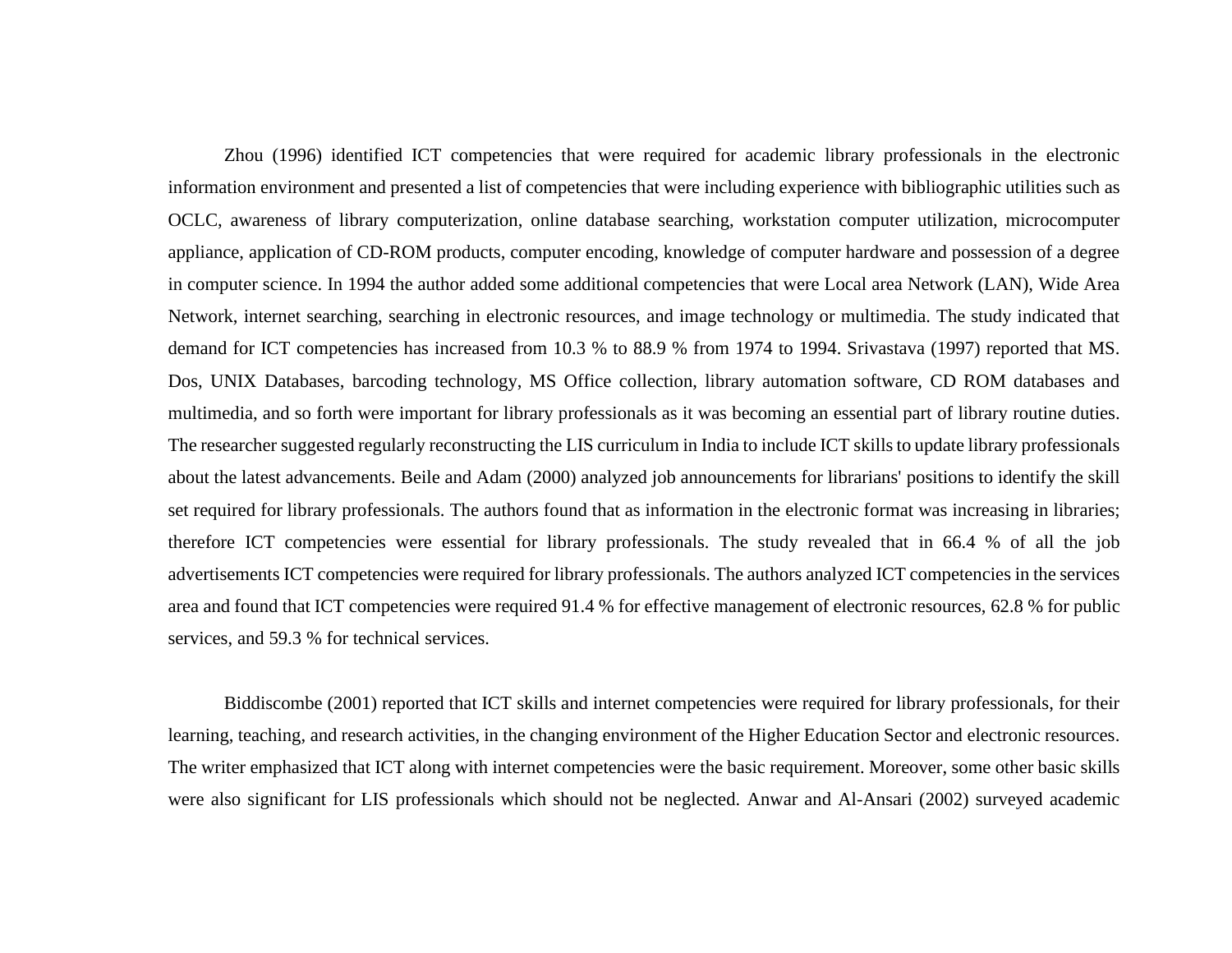Zhou (1996) identified ICT competencies that were required for academic library professionals in the electronic information environment and presented a list of competencies that were including experience with bibliographic utilities such as OCLC, awareness of library computerization, online database searching, workstation computer utilization, microcomputer appliance, application of CD-ROM products, computer encoding, knowledge of computer hardware and possession of a degree in computer science. In 1994 the author added some additional competencies that were Local area Network (LAN), Wide Area Network, internet searching, searching in electronic resources, and image technology or multimedia. The study indicated that demand for ICT competencies has increased from 10.3 % to 88.9 % from 1974 to 1994. Srivastava (1997) reported that MS. Dos, UNIX Databases, barcoding technology, MS Office collection, library automation software, CD ROM databases and multimedia, and so forth were important for library professionals as it was becoming an essential part of library routine duties. The researcher suggested regularly reconstructing the LIS curriculum in India to include ICT skills to update library professionals about the latest advancements. Beile and Adam (2000) analyzed job announcements for librarians' positions to identify the skill set required for library professionals. The authors found that as information in the electronic format was increasing in libraries; therefore ICT competencies were essential for library professionals. The study revealed that in 66.4 % of all the job advertisements ICT competencies were required for library professionals. The authors analyzed ICT competencies in the services area and found that ICT competencies were required 91.4 % for effective management of electronic resources, 62.8 % for public services, and 59.3 % for technical services.

Biddiscombe (2001) reported that ICT skills and internet competencies were required for library professionals, for their learning, teaching, and research activities, in the changing environment of the Higher Education Sector and electronic resources. The writer emphasized that ICT along with internet competencies were the basic requirement. Moreover, some other basic skills were also significant for LIS professionals which should not be neglected. Anwar and Al-Ansari (2002) surveyed academic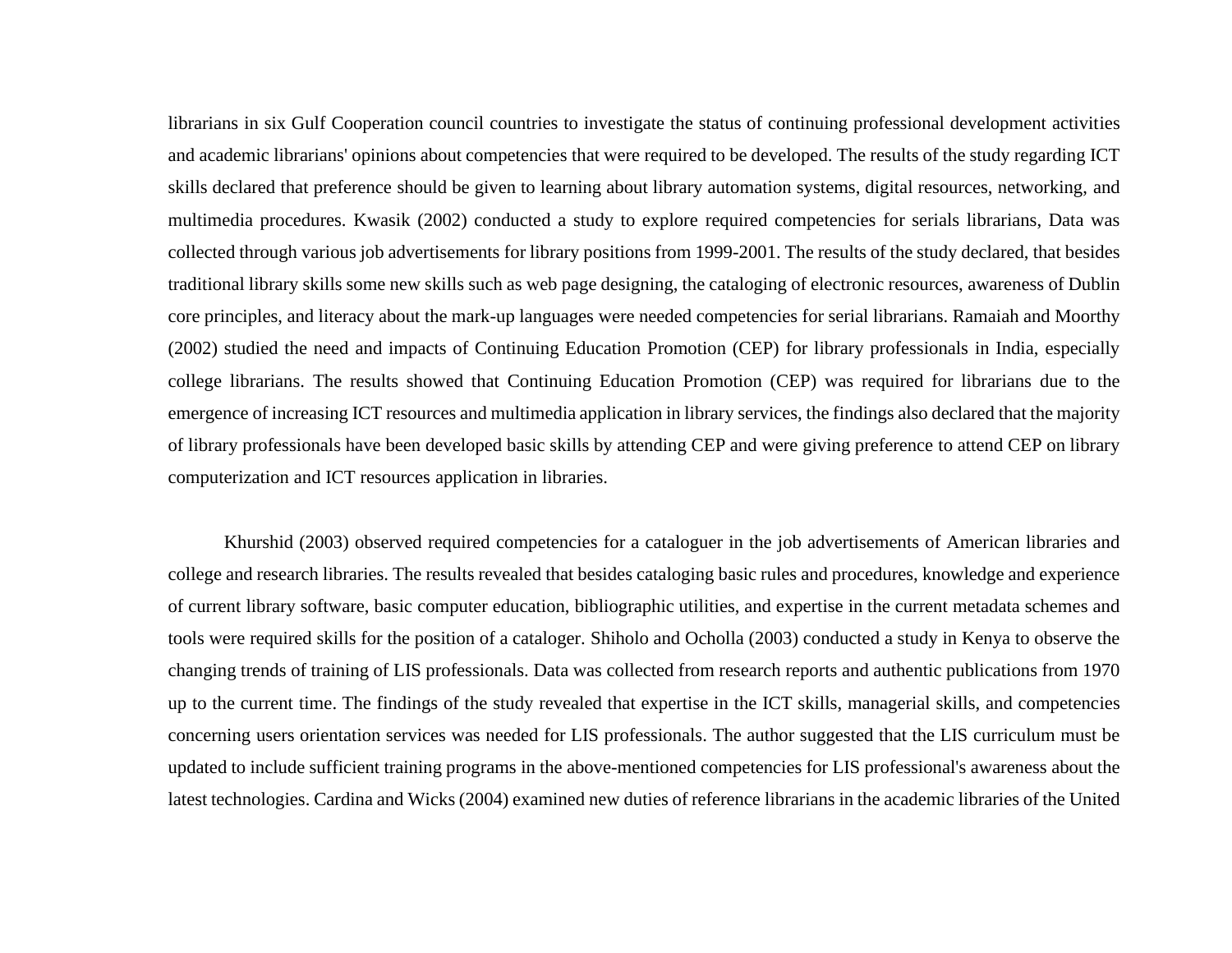librarians in six Gulf Cooperation council countries to investigate the status of continuing professional development activities and academic librarians' opinions about competencies that were required to be developed. The results of the study regarding ICT skills declared that preference should be given to learning about library automation systems, digital resources, networking, and multimedia procedures. Kwasik (2002) conducted a study to explore required competencies for serials librarians, Data was collected through various job advertisements for library positions from 1999-2001. The results of the study declared, that besides traditional library skills some new skills such as web page designing, the cataloging of electronic resources, awareness of Dublin core principles, and literacy about the mark-up languages were needed competencies for serial librarians. Ramaiah and Moorthy (2002) studied the need and impacts of Continuing Education Promotion (CEP) for library professionals in India, especially college librarians. The results showed that Continuing Education Promotion (CEP) was required for librarians due to the emergence of increasing ICT resources and multimedia application in library services, the findings also declared that the majority of library professionals have been developed basic skills by attending CEP and were giving preference to attend CEP on library computerization and ICT resources application in libraries.

Khurshid (2003) observed required competencies for a cataloguer in the job advertisements of American libraries and college and research libraries. The results revealed that besides cataloging basic rules and procedures, knowledge and experience of current library software, basic computer education, bibliographic utilities, and expertise in the current metadata schemes and tools were required skills for the position of a cataloger. Shiholo and Ocholla (2003) conducted a study in Kenya to observe the changing trends of training of LIS professionals. Data was collected from research reports and authentic publications from 1970 up to the current time. The findings of the study revealed that expertise in the ICT skills, managerial skills, and competencies concerning users orientation services was needed for LIS professionals. The author suggested that the LIS curriculum must be updated to include sufficient training programs in the above-mentioned competencies for LIS professional's awareness about the latest technologies. Cardina and Wicks (2004) examined new duties of reference librarians in the academic libraries of the United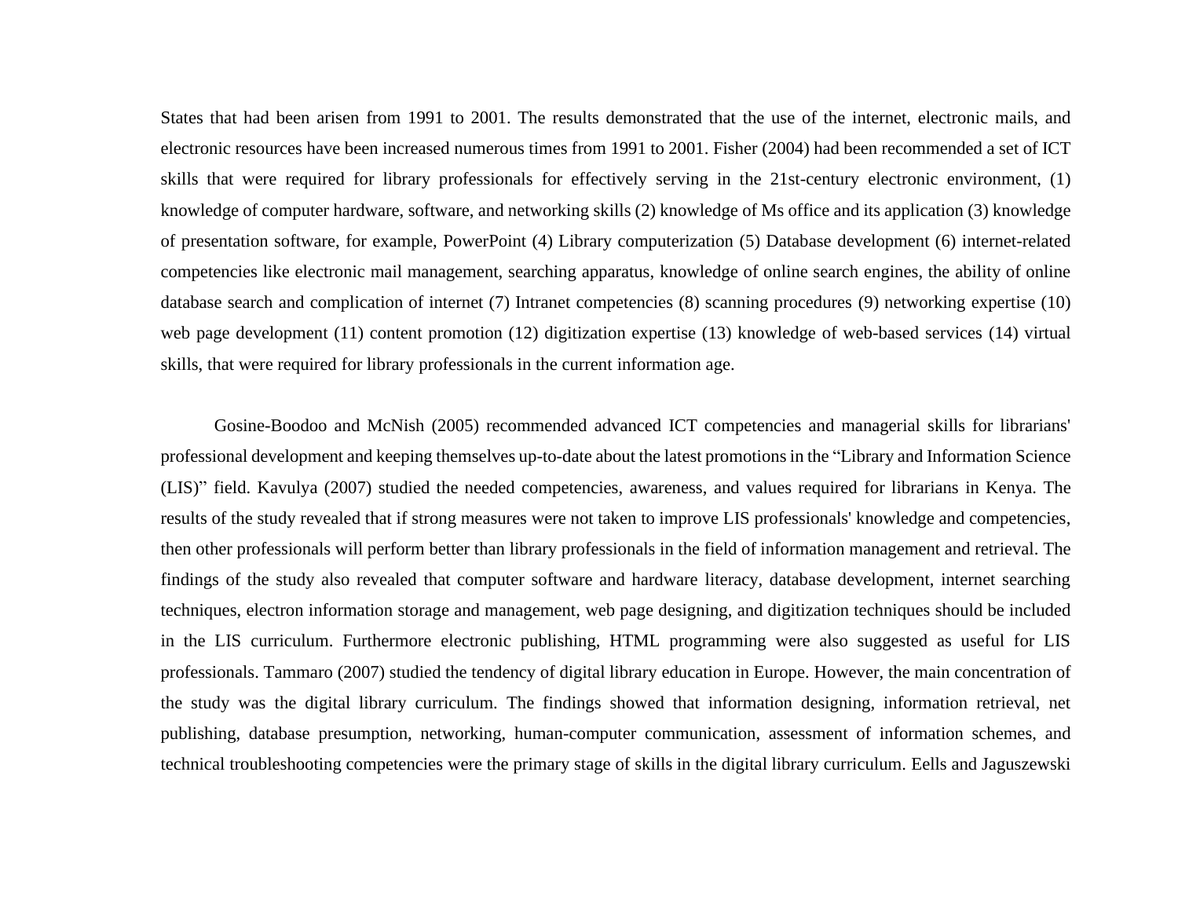States that had been arisen from 1991 to 2001. The results demonstrated that the use of the internet, electronic mails, and electronic resources have been increased numerous times from 1991 to 2001. Fisher (2004) had been recommended a set of ICT skills that were required for library professionals for effectively serving in the 21st-century electronic environment, (1) knowledge of computer hardware, software, and networking skills (2) knowledge of Ms office and its application (3) knowledge of presentation software, for example, PowerPoint (4) Library computerization (5) Database development (6) internet-related competencies like electronic mail management, searching apparatus, knowledge of online search engines, the ability of online database search and complication of internet (7) Intranet competencies (8) scanning procedures (9) networking expertise (10) web page development (11) content promotion (12) digitization expertise (13) knowledge of web-based services (14) virtual skills, that were required for library professionals in the current information age.

Gosine-Boodoo and McNish (2005) recommended advanced ICT competencies and managerial skills for librarians' professional development and keeping themselves up-to-date about the latest promotions in the "Library and Information Science (LIS)" field. Kavulya (2007) studied the needed competencies, awareness, and values required for librarians in Kenya. The results of the study revealed that if strong measures were not taken to improve LIS professionals' knowledge and competencies, then other professionals will perform better than library professionals in the field of information management and retrieval. The findings of the study also revealed that computer software and hardware literacy, database development, internet searching techniques, electron information storage and management, web page designing, and digitization techniques should be included in the LIS curriculum. Furthermore electronic publishing, HTML programming were also suggested as useful for LIS professionals. Tammaro (2007) studied the tendency of digital library education in Europe. However, the main concentration of the study was the digital library curriculum. The findings showed that information designing, information retrieval, net publishing, database presumption, networking, human-computer communication, assessment of information schemes, and technical troubleshooting competencies were the primary stage of skills in the digital library curriculum. Eells and Jaguszewski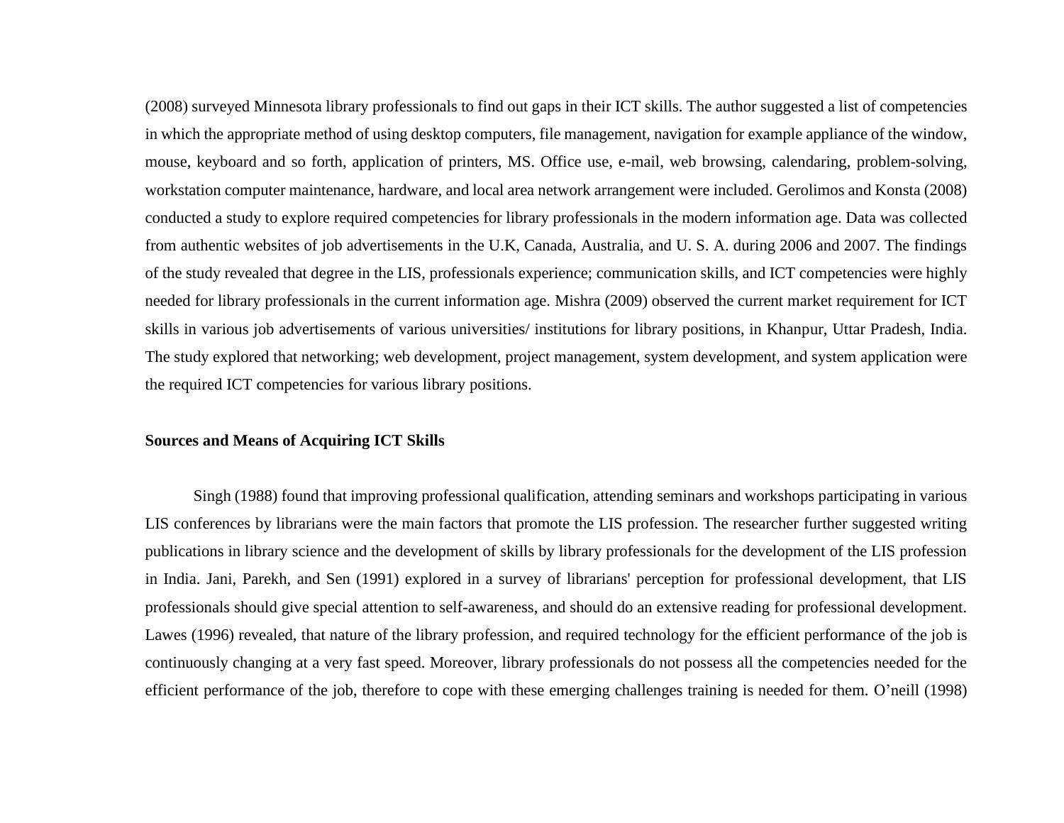(2008) surveyed Minnesota library professionals to find out gaps in their ICT skills. The author suggested a list of competencies in which the appropriate method of using desktop computers, file management, navigation for example appliance of the window, mouse, keyboard and so forth, application of printers, MS. Office use, e-mail, web browsing, calendaring, problem-solving, workstation computer maintenance, hardware, and local area network arrangement were included. Gerolimos and Konsta (2008) conducted a study to explore required competencies for library professionals in the modern information age. Data was collected from authentic websites of job advertisements in the U.K, Canada, Australia, and U. S. A. during 2006 and 2007. The findings of the study revealed that degree in the LIS, professionals experience; communication skills, and ICT competencies were highly needed for library professionals in the current information age. Mishra (2009) observed the current market requirement for ICT skills in various job advertisements of various universities/ institutions for library positions, in Khanpur, Uttar Pradesh, India. The study explored that networking; web development, project management, system development, and system application were the required ICT competencies for various library positions.

**Sources and Means of Acquiring ICT Skills**

Singh (1988) found that improving professional qualification, attending seminars and workshops participating in various LIS conferences by librarians were the main factors that promote the LIS profession. The researcher further suggested writing publications in library science and the development of skills by library professionals for the development of the LIS profession in India. Jani, Parekh, and Sen (1991) explored in a survey of librarians' perception for professional development, that LIS professionals should give special attention to self-awareness, and should do an extensive reading for professional development. Lawes (1996) revealed, that nature of the library profession, and required technology for the efficient performance of the job is continuously changing at a very fast speed. Moreover, library professionals do not possess all the competencies needed for the efficient performance of the job, therefore to cope with these emerging challenges training is needed for them. O'neill (1998)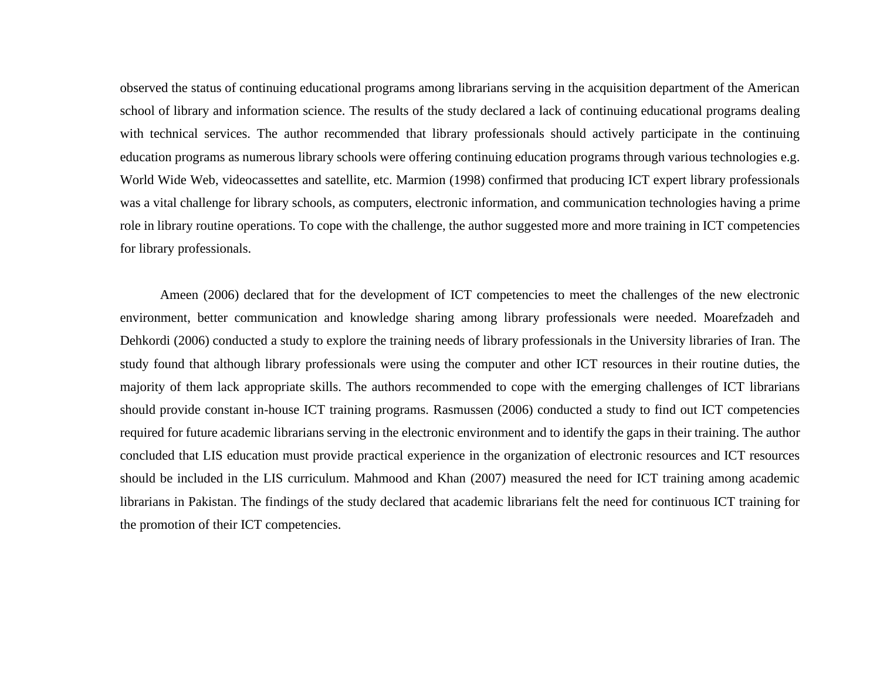observed the status of continuing educational programs among librarians serving in the acquisition department of the American school of library and information science. The results of the study declared a lack of continuing educational programs dealing with technical services. The author recommended that library professionals should actively participate in the continuing education programs as numerous library schools were offering continuing education programs through various technologies e.g. World Wide Web, videocassettes and satellite, etc. Marmion (1998) confirmed that producing ICT expert library professionals was a vital challenge for library schools, as computers, electronic information, and communication technologies having a prime role in library routine operations. To cope with the challenge, the author suggested more and more training in ICT competencies for library professionals.

Ameen (2006) declared that for the development of ICT competencies to meet the challenges of the new electronic environment, better communication and knowledge sharing among library professionals were needed. Moarefzadeh and Dehkordi (2006) conducted a study to explore the training needs of library professionals in the University libraries of Iran. The study found that although library professionals were using the computer and other ICT resources in their routine duties, the majority of them lack appropriate skills. The authors recommended to cope with the emerging challenges of ICT librarians should provide constant in-house ICT training programs. Rasmussen (2006) conducted a study to find out ICT competencies required for future academic librarians serving in the electronic environment and to identify the gaps in their training. The author concluded that LIS education must provide practical experience in the organization of electronic resources and ICT resources should be included in the LIS curriculum. Mahmood and Khan (2007) measured the need for ICT training among academic librarians in Pakistan. The findings of the study declared that academic librarians felt the need for continuous ICT training for the promotion of their ICT competencies.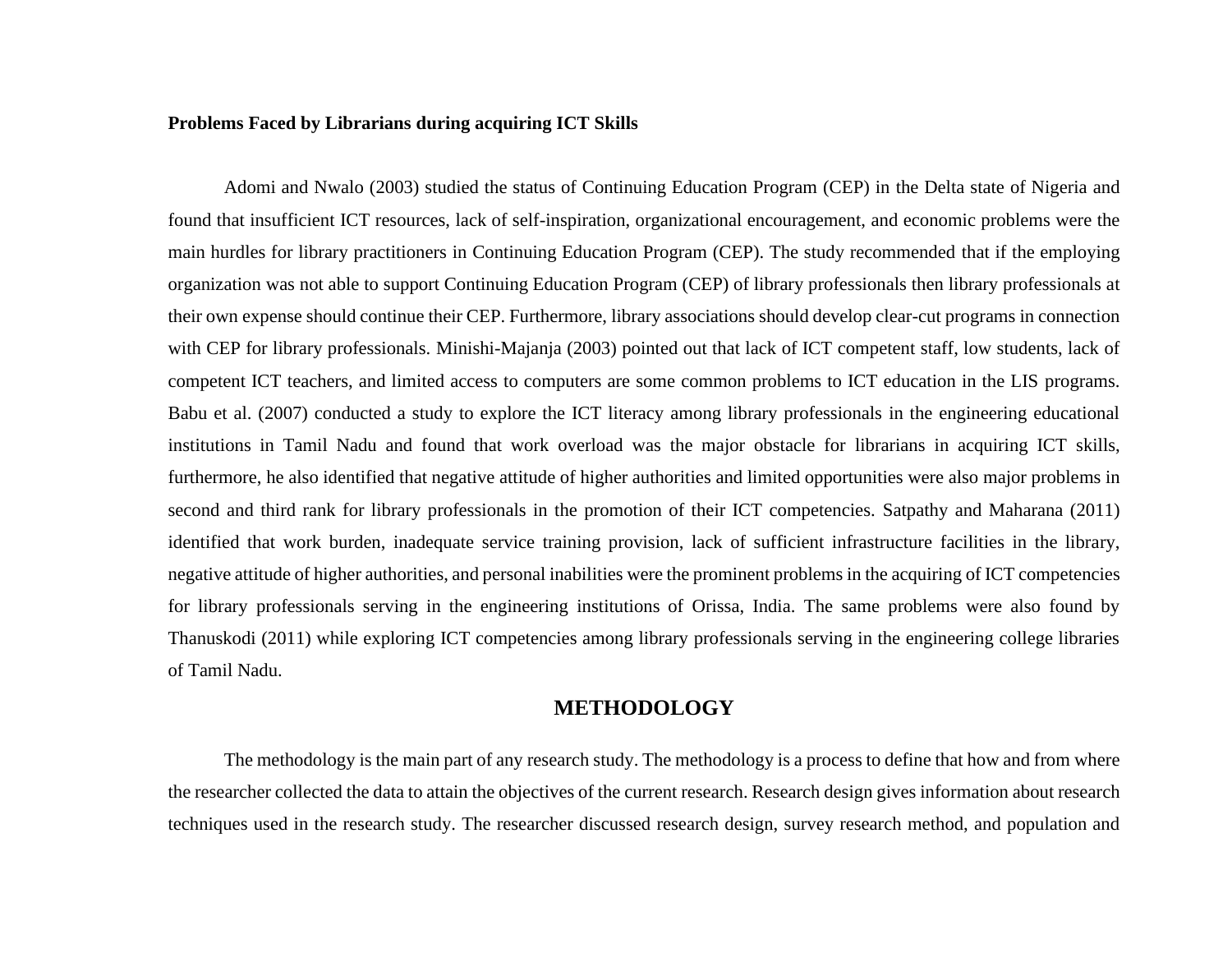**Problems Faced by Librarians during acquiring ICT Skills**

Adomi and Nwalo (2003) studied the status of Continuing Education Program (CEP) in the Delta state of Nigeria and found that insufficient ICT resources, lack of self-inspiration, organizational encouragement, and economic problems were the main hurdles for library practitioners in Continuing Education Program (CEP). The study recommended that if the employing organization was not able to support Continuing Education Program (CEP) of library professionals then library professionals at their own expense should continue their CEP. Furthermore, library associations should develop clear-cut programs in connection with CEP for library professionals. Minishi-Majanja (2003) pointed out that lack of ICT competent staff, low students, lack of competent ICT teachers, and limited access to computers are some common problems to ICT education in the LIS programs. Babu et al. (2007) conducted a study to explore the ICT literacy among library professionals in the engineering educational institutions in Tamil Nadu and found that work overload was the major obstacle for librarians in acquiring ICT skills, furthermore, he also identified that negative attitude of higher authorities and limited opportunities were also major problems in second and third rank for library professionals in the promotion of their ICT competencies. Satpathy and Maharana (2011) identified that work burden, inadequate service training provision, lack of sufficient infrastructure facilities in the library, negative attitude of higher authorities, and personal inabilities were the prominent problems in the acquiring of ICT competencies for library professionals serving in the engineering institutions of Orissa, India. The same problems were also found by Thanuskodi (2011) while exploring ICT competencies among library professionals serving in the engineering college libraries of Tamil Nadu.

## METHODOLOGY

The methodology is the main part of any research study. The methodology is a process to define that how and from where the researcher collected the data to attain the objectives of the current research. Research design gives information about research techniques used in the research study. The researcher discussed research design, survey research method, and population and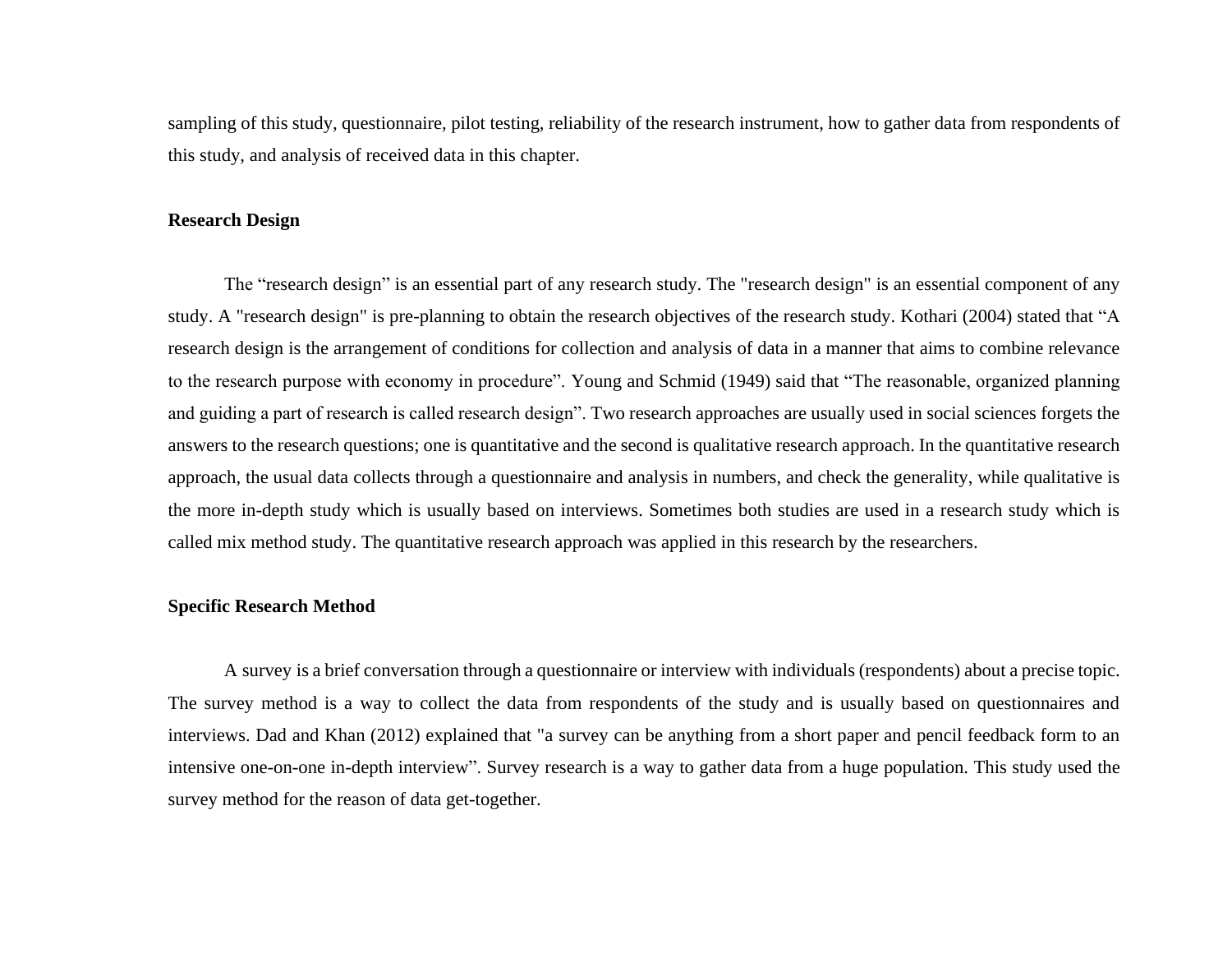sampling of this study, questionnaire, pilot testing, reliability of the research instrument, how to gather data from respondents of this study, and analysis of received data in this chapter.

**Research Design**

The “research design” is an essential part of any research study. The "research design" is an essential component of any study. A "research design" is pre-planning to obtain the research objectives of the research study. Kothari (2004) stated that “A research design is the arrangement of conditions for collection and analysis of data in a manner that aims to combine relevance to the research purpose with economy in procedure”. Young and Schmid (1949) said that “The reasonable, organized planning and guiding a part of research is called research design”. Two research approaches are usually used in social sciences forgets the answers to the research questions; one is quantitative and the second is qualitative research approach. In the quantitative research approach, the usual data collects through a questionnaire and analysis in numbers, and check the generality, while qualitative is the more in-depth study which is usually based on interviews. Sometimes both studies are used in a research study which is called mix method study. The quantitative research approach was applied in this research by the researchers.

**Specific Research Method**

A survey is a brief conversation through a questionnaire or interview with individuals (respondents) about a precise topic. The survey method is a way to collect the data from respondents of the study and is usually based on questionnaires and interviews. Dad and Khan (2012) explained that "a survey can be anything from a short paper and pencil feedback form to an intensive one-on-one in-depth interview”. Survey research is a way to gather data from a huge population. This study used the survey method for the reason of data get-together.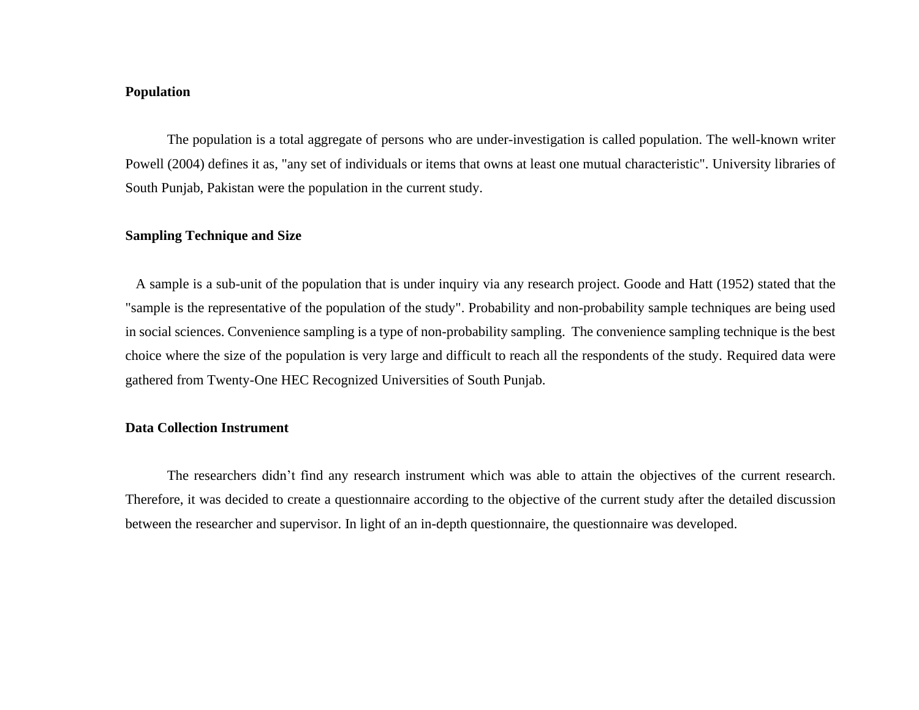**Population**

The population is a total aggregate of persons who are under-investigation is called population. The well-known writer Powell (2004) defines it as, "any set of individuals or items that owns at least one mutual characteristic". University libraries of South Punjab, Pakistan were the population in the current study.

**Sampling Technique and Size**

A sample is a sub-unit of the population that is under inquiry via any research project. Goode and Hatt (1952) stated that the "sample is the representative of the population of the study". Probability and non-probability sample techniques are being used in social sciences. Convenience sampling is a type of non-probability sampling. The convenience sampling technique is the best choice where the size of the population is very large and difficult to reach all the respondents of the study. Required data were gathered from Twenty-One HEC Recognized Universities of South Punjab.

**Data Collection Instrument**

The researchers didn't find any research instrument which was able to attain the objectives of the current research. Therefore, it was decided to create a questionnaire according to the objective of the current study after the detailed discussion between the researcher and supervisor. In light of an in-depth questionnaire, the questionnaire was developed.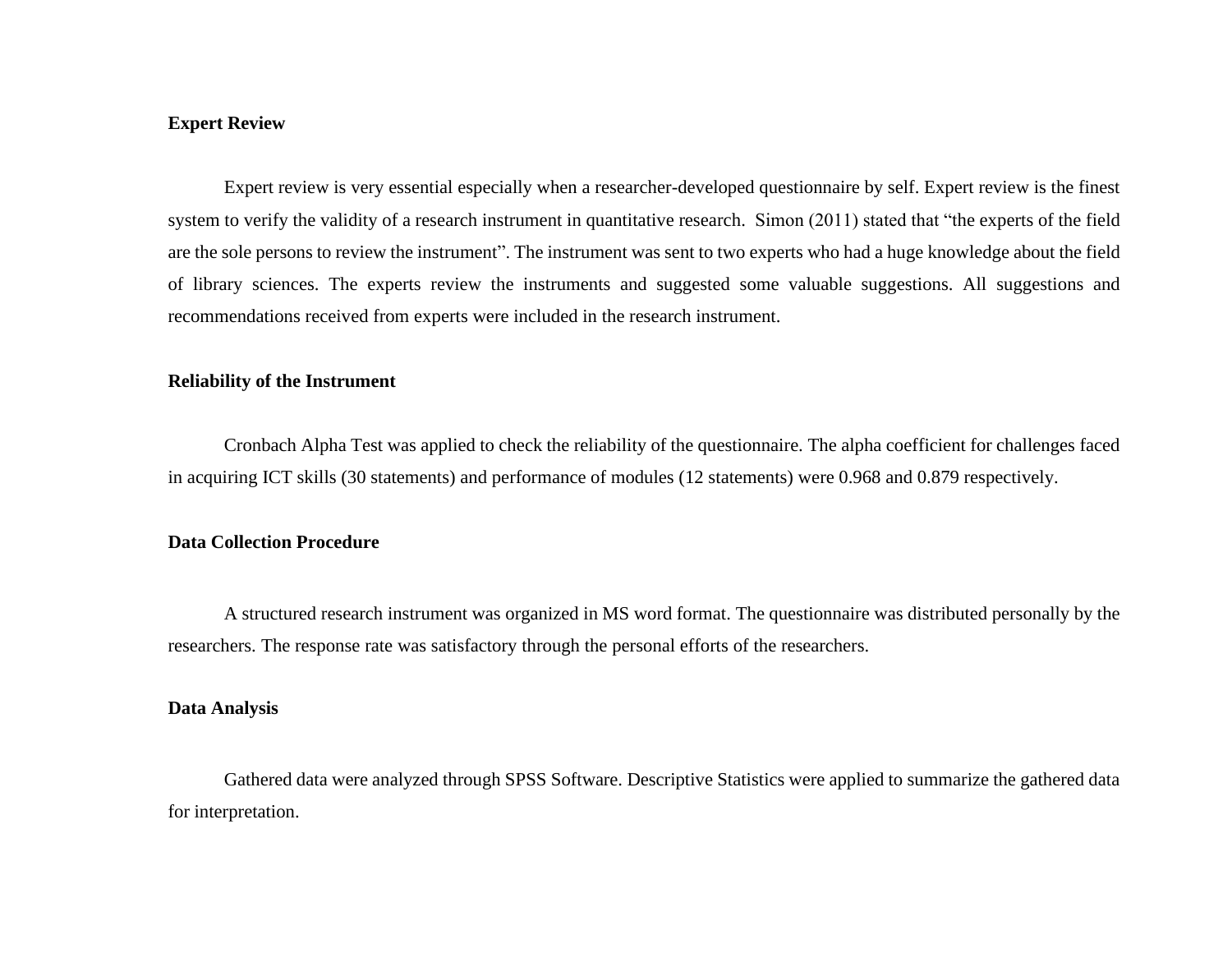**Expert Review**

Expert review is very essential especially when a researcher-developed questionnaire by self. Expert review is the finest system to verify the validity of a research instrument in quantitative research. Simon (2011) stated that “the experts of the field are the sole persons to review the instrument”. The instrument was sent to two experts who had a huge knowledge about the field of library sciences. The experts review the instruments and suggested some valuable suggestions. All suggestions and recommendations received from experts were included in the research instrument.

**Reliability of the Instrument**

Cronbach Alpha Test was applied to check the reliability of the questionnaire. The alpha coefficient for challenges faced in acquiring ICT skills (30 statements) and performance of modules (12 statements) were 0.968 and 0.879 respectively.

**Data Collection Procedure**

A structured research instrument was organized in MS word format. The questionnaire was distributed personally by the researchers. The response rate was satisfactory through the personal efforts of the researchers.

**Data Analysis**

Gathered data were analyzed through SPSS Software. Descriptive Statistics were applied to summarize the gathered data for interpretation.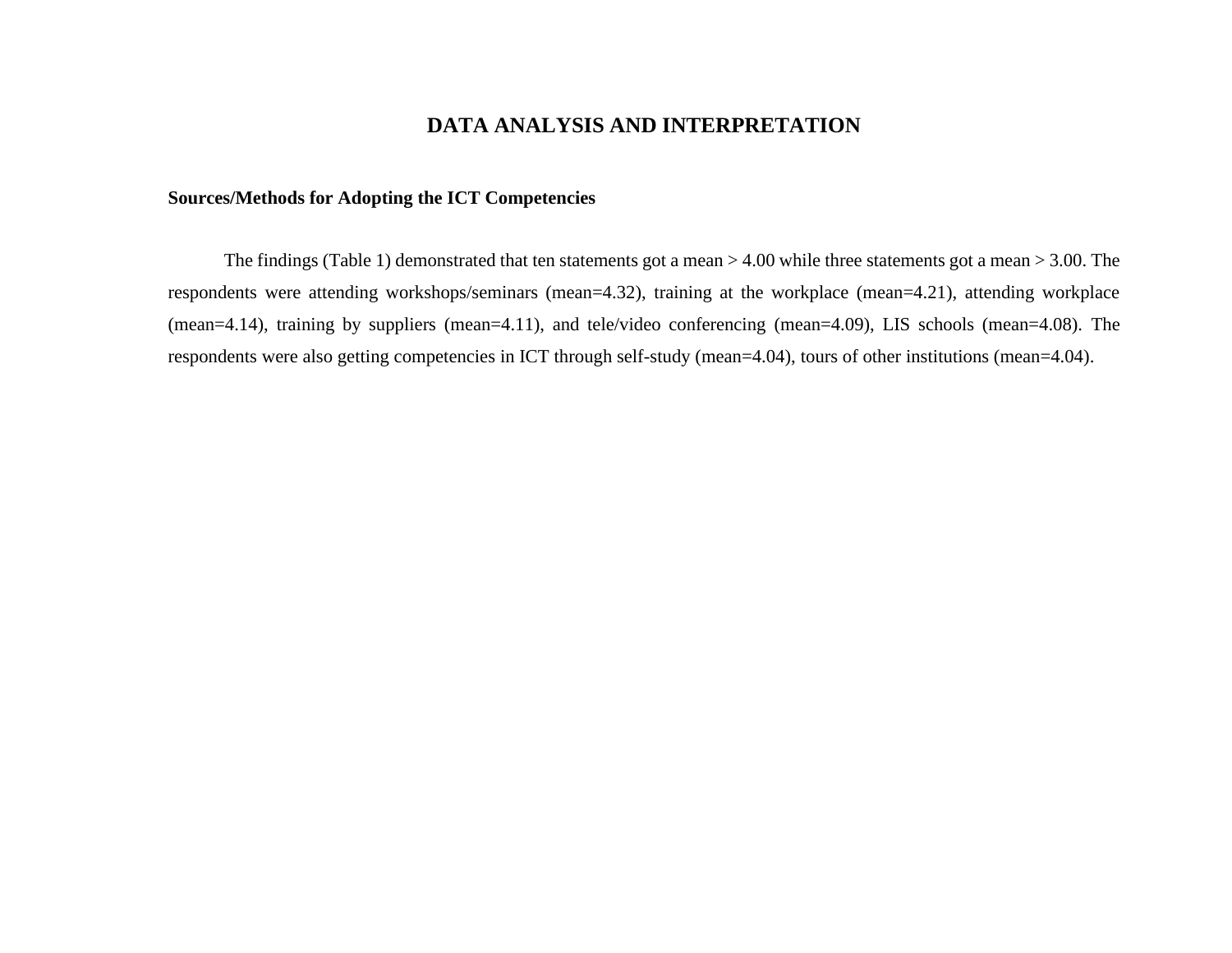# DATA ANALYSIS AND INTERPRETATION

**Sources/Methods for Adopting the ICT Competencies**

The findings (Table 1) demonstrated that ten statements got a mean > 4.00 while three statements got a mean > 3.00. The respondents were attending workshops/seminars (mean=4.32), training at the workplace (mean=4.21), attending workplace (mean=4.14), training by suppliers (mean=4.11), and tele/video conferencing (mean=4.09), LIS schools (mean=4.08). The respondents were also getting competencies in ICT through self-study (mean=4.04), tours of other institutions (mean=4.04).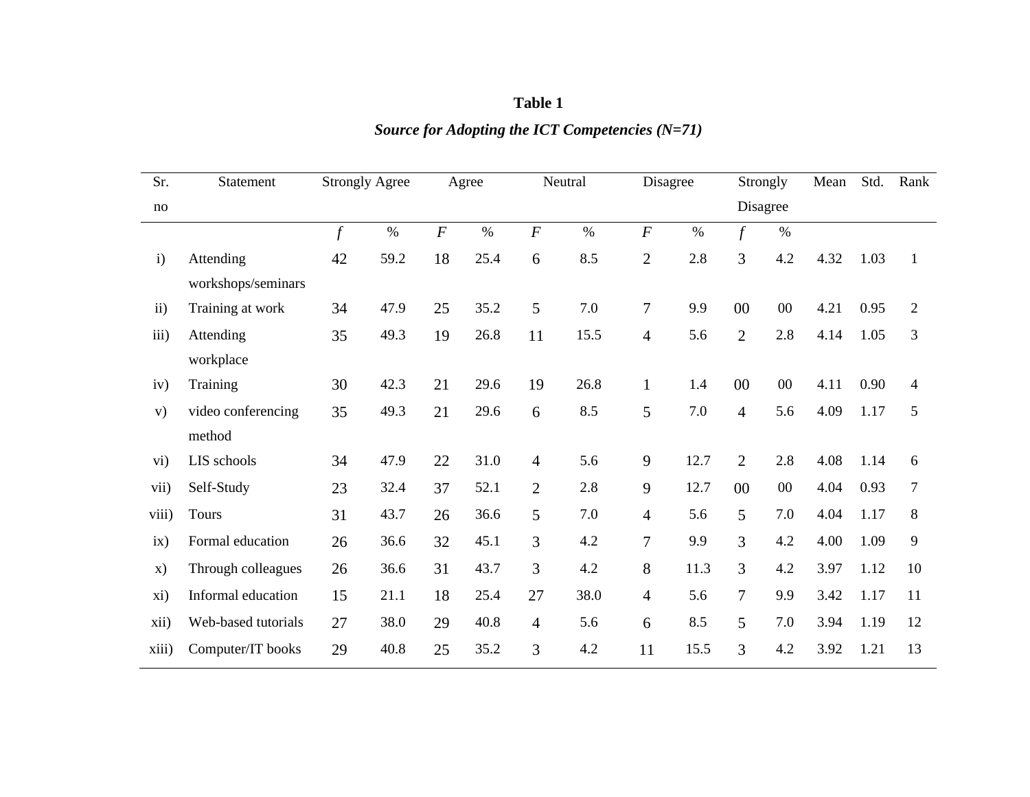**Table 1**

***Source for Adopting the ICT Competencies (N=71)***

| Sr. no | Statement | Strongly Agree | | Agree | | Neutral | | Disagree | | Strongly Disagree | | Mean | Std. | Rank |
|---|---|---|---|---|---|---|---|---|---|---|---|---|---|---|
| | | *f* | % | *F* | % | *F* | % | *F* | % | *f* | % | | | |
| i) | Attending workshops/seminars | 42 | 59.2 | 18 | 25.4 | 6 | 8.5 | 2 | 2.8 | 3 | 4.2 | 4.32 | 1.03 | 1 |
| ii) | Training at work | 34 | 47.9 | 25 | 35.2 | 5 | 7.0 | 7 | 9.9 | 00 | 00 | 4.21 | 0.95 | 2 |
| iii) | Attending workplace | 35 | 49.3 | 19 | 26.8 | 11 | 15.5 | 4 | 5.6 | 2 | 2.8 | 4.14 | 1.05 | 3 |
| iv) | Training | 30 | 42.3 | 21 | 29.6 | 19 | 26.8 | 1 | 1.4 | 00 | 00 | 4.11 | 0.90 | 4 |
| v) | video conferencing method | 35 | 49.3 | 21 | 29.6 | 6 | 8.5 | 5 | 7.0 | 4 | 5.6 | 4.09 | 1.17 | 5 |
| vi) | LIS schools | 34 | 47.9 | 22 | 31.0 | 4 | 5.6 | 9 | 12.7 | 2 | 2.8 | 4.08 | 1.14 | 6 |
| vii) | Self-Study | 23 | 32.4 | 37 | 52.1 | 2 | 2.8 | 9 | 12.7 | 00 | 00 | 4.04 | 0.93 | 7 |
| viii) | Tours | 31 | 43.7 | 26 | 36.6 | 5 | 7.0 | 4 | 5.6 | 5 | 7.0 | 4.04 | 1.17 | 8 |
| ix) | Formal education | 26 | 36.6 | 32 | 45.1 | 3 | 4.2 | 7 | 9.9 | 3 | 4.2 | 4.00 | 1.09 | 9 |
| x) | Through colleagues | 26 | 36.6 | 31 | 43.7 | 3 | 4.2 | 8 | 11.3 | 3 | 4.2 | 3.97 | 1.12 | 10 |
| xi) | Informal education | 15 | 21.1 | 18 | 25.4 | 27 | 38.0 | 4 | 5.6 | 7 | 9.9 | 3.42 | 1.17 | 11 |
| xii) | Web-based tutorials | 27 | 38.0 | 29 | 40.8 | 4 | 5.6 | 6 | 8.5 | 5 | 7.0 | 3.94 | 1.19 | 12 |
| xiii) | Computer/IT books | 29 | 40.8 | 25 | 35.2 | 3 | 4.2 | 11 | 15.5 | 3 | 4.2 | 3.92 | 1.21 | 13 |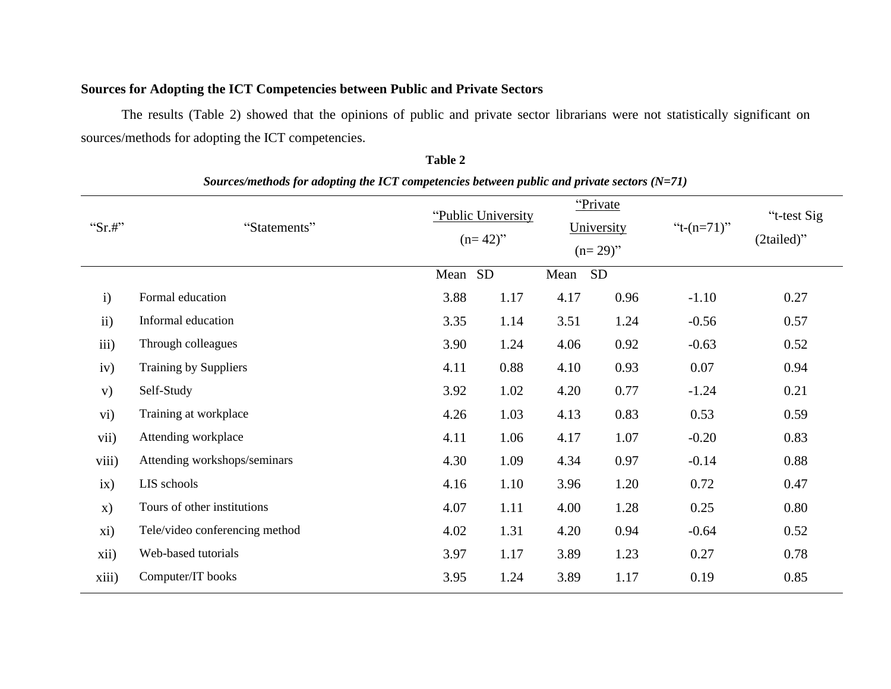**Sources for Adopting the ICT Competencies between Public and Private Sectors**

The results (Table 2) showed that the opinions of public and private sector librarians were not statistically significant on sources/methods for adopting the ICT competencies.

**Table 2**

***Sources/methods for adopting the ICT competencies between public and private sectors (N=71)***

| "Sr.#" | "Statements" | "Public University (n= 42)" | | "Private University (n= 29)" | | "t-(n=71)" | "t-test Sig (2tailed)" |
|---|---|---|---|---|---|---|---|
| | | Mean | SD | Mean | SD | | |
| i) | Formal education | 3.88 | 1.17 | 4.17 | 0.96 | -1.10 | 0.27 |
| ii) | Informal education | 3.35 | 1.14 | 3.51 | 1.24 | -0.56 | 0.57 |
| iii) | Through colleagues | 3.90 | 1.24 | 4.06 | 0.92 | -0.63 | 0.52 |
| iv) | Training by Suppliers | 4.11 | 0.88 | 4.10 | 0.93 | 0.07 | 0.94 |
| v) | Self-Study | 3.92 | 1.02 | 4.20 | 0.77 | -1.24 | 0.21 |
| vi) | Training at workplace | 4.26 | 1.03 | 4.13 | 0.83 | 0.53 | 0.59 |
| vii) | Attending workplace | 4.11 | 1.06 | 4.17 | 1.07 | -0.20 | 0.83 |
| viii) | Attending workshops/seminars | 4.30 | 1.09 | 4.34 | 0.97 | -0.14 | 0.88 |
| ix) | LIS schools | 4.16 | 1.10 | 3.96 | 1.20 | 0.72 | 0.47 |
| x) | Tours of other institutions | 4.07 | 1.11 | 4.00 | 1.28 | 0.25 | 0.80 |
| xi) | Tele/video conferencing method | 4.02 | 1.31 | 4.20 | 0.94 | -0.64 | 0.52 |
| xii) | Web-based tutorials | 3.97 | 1.17 | 3.89 | 1.23 | 0.27 | 0.78 |
| xiii) | Computer/IT books | 3.95 | 1.24 | 3.89 | 1.17 | 0.19 | 0.85 |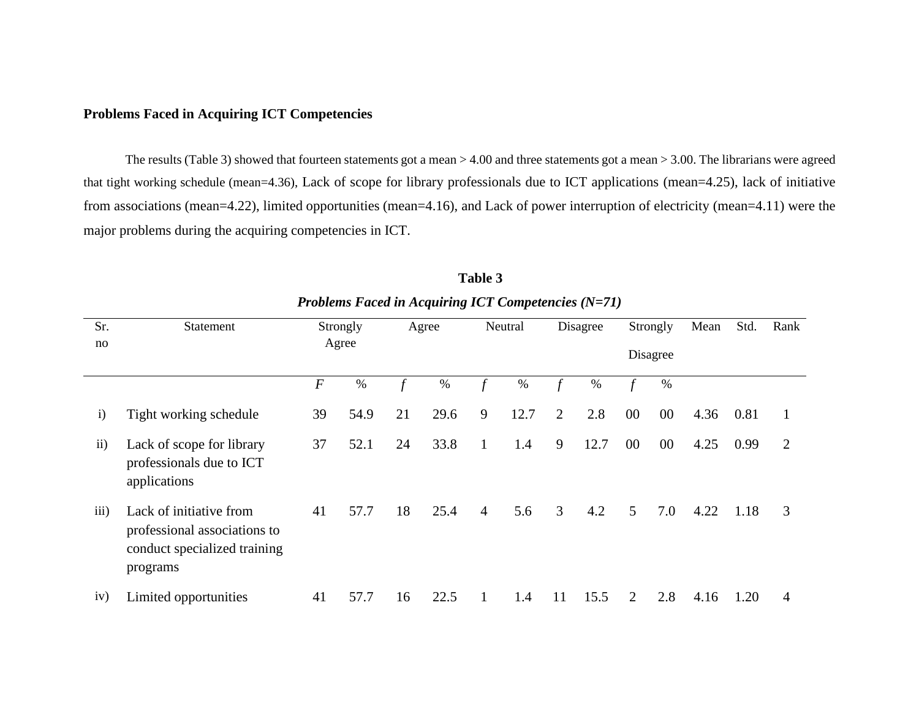**Problems Faced in Acquiring ICT Competencies**

The results (Table 3) showed that fourteen statements got a mean > 4.00 and three statements got a mean > 3.00. The librarians were agreed that tight working schedule (mean=4.36), Lack of scope for library professionals due to ICT applications (mean=4.25), lack of initiative from associations (mean=4.22), limited opportunities (mean=4.16), and Lack of power interruption of electricity (mean=4.11) were the major problems during the acquiring competencies in ICT.

**Table 3**

***Problems Faced in Acquiring ICT Competencies (N=71)***

| Sr. no | Statement | Strongly Agree | | Agree | | Neutral | | Disagree | | Strongly Disagree | | Mean | Std. | Rank |
|---|---|---|---|---|---|---|---|---|---|---|---|---|---|---|
| | | *F* | % | *f* | % | *f* | % | *f* | % | *f* | % | | | |
| i) | Tight working schedule | 39 | 54.9 | 21 | 29.6 | 9 | 12.7 | 2 | 2.8 | 00 | 00 | 4.36 | 0.81 | 1 |
| ii) | Lack of scope for library professionals due to ICT applications | 37 | 52.1 | 24 | 33.8 | 1 | 1.4 | 9 | 12.7 | 00 | 00 | 4.25 | 0.99 | 2 |
| iii) | Lack of initiative from professional associations to conduct specialized training programs | 41 | 57.7 | 18 | 25.4 | 4 | 5.6 | 3 | 4.2 | 5 | 7.0 | 4.22 | 1.18 | 3 |
| iv) | Limited opportunities | 41 | 57.7 | 16 | 22.5 | 1 | 1.4 | 11 | 15.5 | 2 | 2.8 | 4.16 | 1.20 | 4 |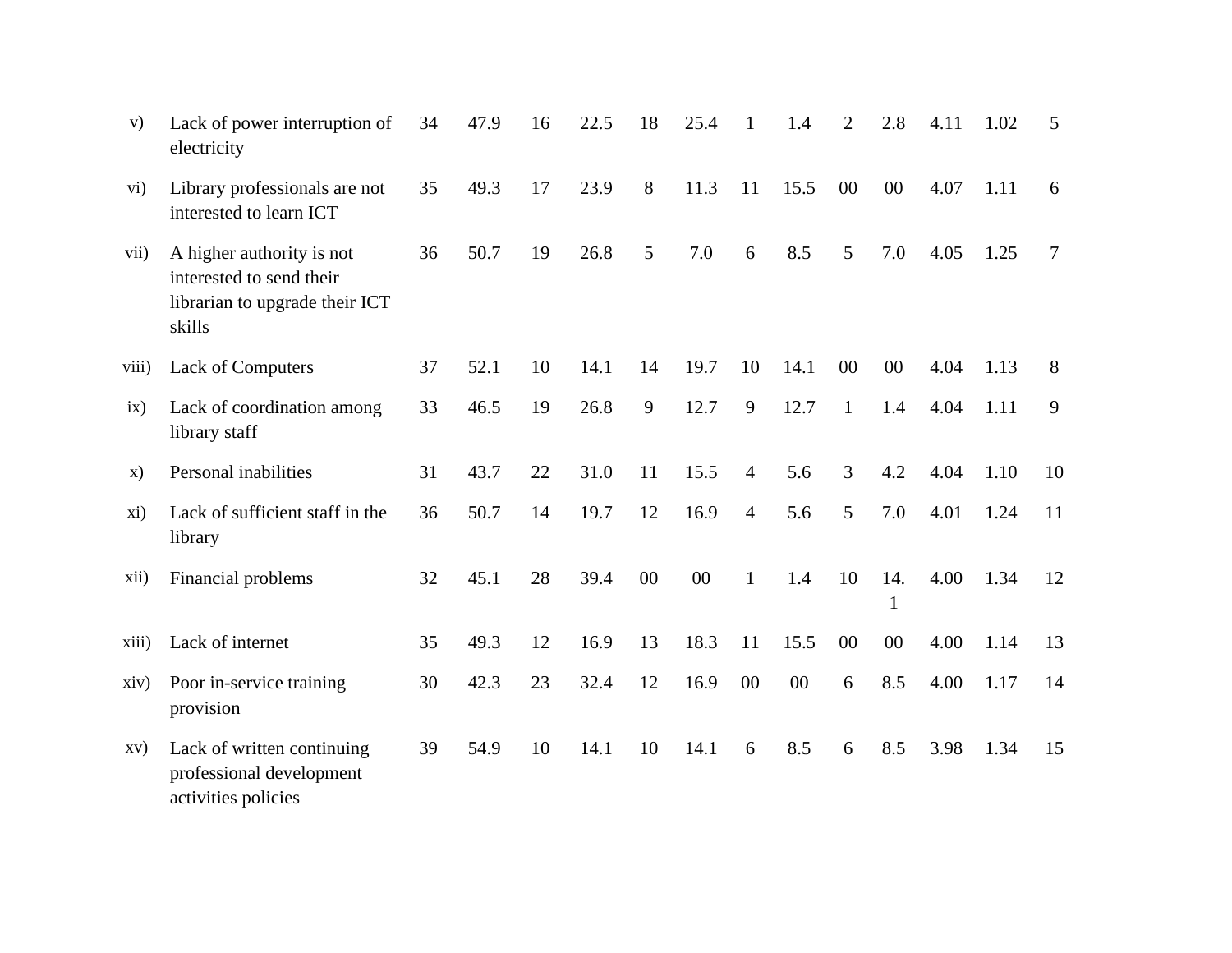| | | | | | | | | | | | | | | |
|---|---|---|---|---|---|---|---|---|---|---|---|---|---|---|
| v) | Lack of power interruption of electricity | 34 | 47.9 | 16 | 22.5 | 18 | 25.4 | 1 | 1.4 | 2 | 2.8 | 4.11 | 1.02 | 5 |
| vi) | Library professionals are not interested to learn ICT | 35 | 49.3 | 17 | 23.9 | 8 | 11.3 | 11 | 15.5 | 00 | 00 | 4.07 | 1.11 | 6 |
| vii) | A higher authority is not interested to send their librarian to upgrade their ICT skills | 36 | 50.7 | 19 | 26.8 | 5 | 7.0 | 6 | 8.5 | 5 | 7.0 | 4.05 | 1.25 | 7 |
| viii) | Lack of Computers | 37 | 52.1 | 10 | 14.1 | 14 | 19.7 | 10 | 14.1 | 00 | 00 | 4.04 | 1.13 | 8 |
| ix) | Lack of coordination among library staff | 33 | 46.5 | 19 | 26.8 | 9 | 12.7 | 9 | 12.7 | 1 | 1.4 | 4.04 | 1.11 | 9 |
| x) | Personal inabilities | 31 | 43.7 | 22 | 31.0 | 11 | 15.5 | 4 | 5.6 | 3 | 4.2 | 4.04 | 1.10 | 10 |
| xi) | Lack of sufficient staff in the library | 36 | 50.7 | 14 | 19.7 | 12 | 16.9 | 4 | 5.6 | 5 | 7.0 | 4.01 | 1.24 | 11 |
| xii) | Financial problems | 32 | 45.1 | 28 | 39.4 | 00 | 00 | 1 | 1.4 | 10 | 14.1 | 4.00 | 1.34 | 12 |
| xiii) | Lack of internet | 35 | 49.3 | 12 | 16.9 | 13 | 18.3 | 11 | 15.5 | 00 | 00 | 4.00 | 1.14 | 13 |
| xiv) | Poor in-service training provision | 30 | 42.3 | 23 | 32.4 | 12 | 16.9 | 00 | 00 | 6 | 8.5 | 4.00 | 1.17 | 14 |
| xv) | Lack of written continuing professional development activities policies | 39 | 54.9 | 10 | 14.1 | 10 | 14.1 | 6 | 8.5 | 6 | 8.5 | 3.98 | 1.34 | 15 |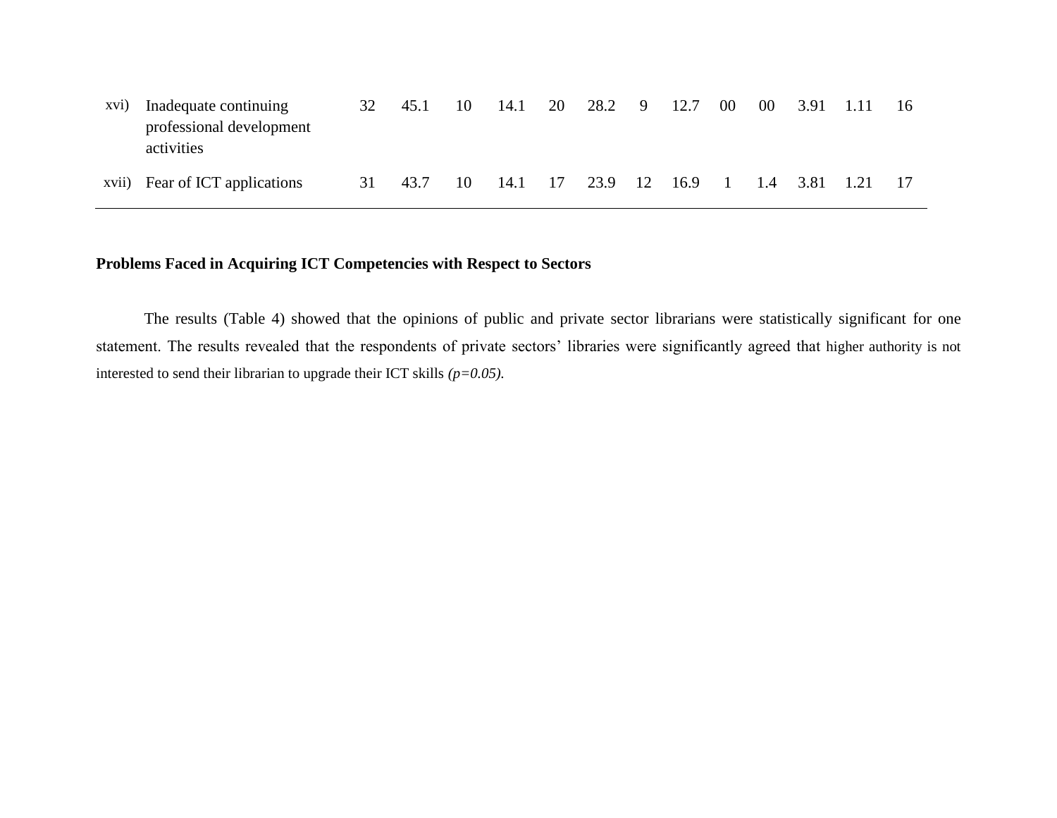| | | | | | | | | | | | | | | |
|---|---|---|---|---|---|---|---|---|---|---|---|---|---|---|
| xvi) | Inadequate continuing professional development activities | 32 | 45.1 | 10 | 14.1 | 20 | 28.2 | 9 | 12.7 | 00 | 00 | 3.91 | 1.11 | 16 |
| xvii) | Fear of ICT applications | 31 | 43.7 | 10 | 14.1 | 17 | 23.9 | 12 | 16.9 | 1 | 1.4 | 3.81 | 1.21 | 17 |

**Problems Faced in Acquiring ICT Competencies with Respect to Sectors**

The results (Table 4) showed that the opinions of public and private sector librarians were statistically significant for one statement. The results revealed that the respondents of private sectors' libraries were significantly agreed that higher authority is not interested to send their librarian to upgrade their ICT skills *(p=0.05).*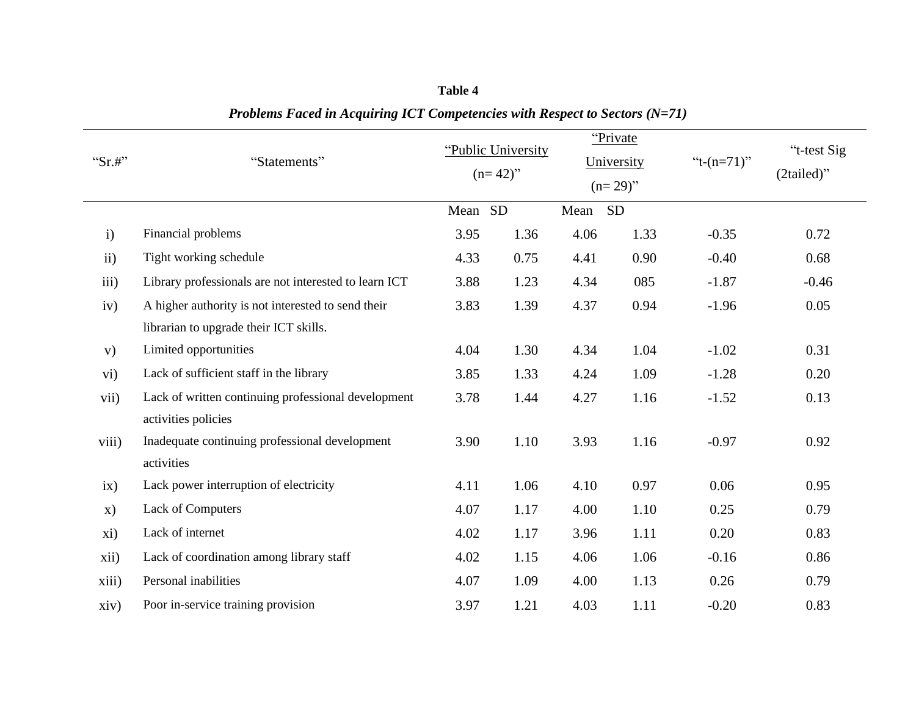**Table 4**

***Problems Faced in Acquiring ICT Competencies with Respect to Sectors (N=71)***

| “Sr.#” | “Statements” | “Public University (n= 42)” | | “Private University (n= 29)” | | “t-(n=71)” | “t-test Sig (2tailed)” |
|---|---|---|---|---|---|---|---|
| | | Mean | SD | Mean | SD | | |
| i) | Financial problems | 3.95 | 1.36 | 4.06 | 1.33 | -0.35 | 0.72 |
| ii) | Tight working schedule | 4.33 | 0.75 | 4.41 | 0.90 | -0.40 | 0.68 |
| iii) | Library professionals are not interested to learn ICT | 3.88 | 1.23 | 4.34 | 085 | -1.87 | -0.46 |
| iv) | A higher authority is not interested to send their librarian to upgrade their ICT skills. | 3.83 | 1.39 | 4.37 | 0.94 | -1.96 | 0.05 |
| v) | Limited opportunities | 4.04 | 1.30 | 4.34 | 1.04 | -1.02 | 0.31 |
| vi) | Lack of sufficient staff in the library | 3.85 | 1.33 | 4.24 | 1.09 | -1.28 | 0.20 |
| vii) | Lack of written continuing professional development activities policies | 3.78 | 1.44 | 4.27 | 1.16 | -1.52 | 0.13 |
| viii) | Inadequate continuing professional development activities | 3.90 | 1.10 | 3.93 | 1.16 | -0.97 | 0.92 |
| ix) | Lack power interruption of electricity | 4.11 | 1.06 | 4.10 | 0.97 | 0.06 | 0.95 |
| x) | Lack of Computers | 4.07 | 1.17 | 4.00 | 1.10 | 0.25 | 0.79 |
| xi) | Lack of internet | 4.02 | 1.17 | 3.96 | 1.11 | 0.20 | 0.83 |
| xii) | Lack of coordination among library staff | 4.02 | 1.15 | 4.06 | 1.06 | -0.16 | 0.86 |
| xiii) | Personal inabilities | 4.07 | 1.09 | 4.00 | 1.13 | 0.26 | 0.79 |
| xiv) | Poor in-service training provision | 3.97 | 1.21 | 4.03 | 1.11 | -0.20 | 0.83 |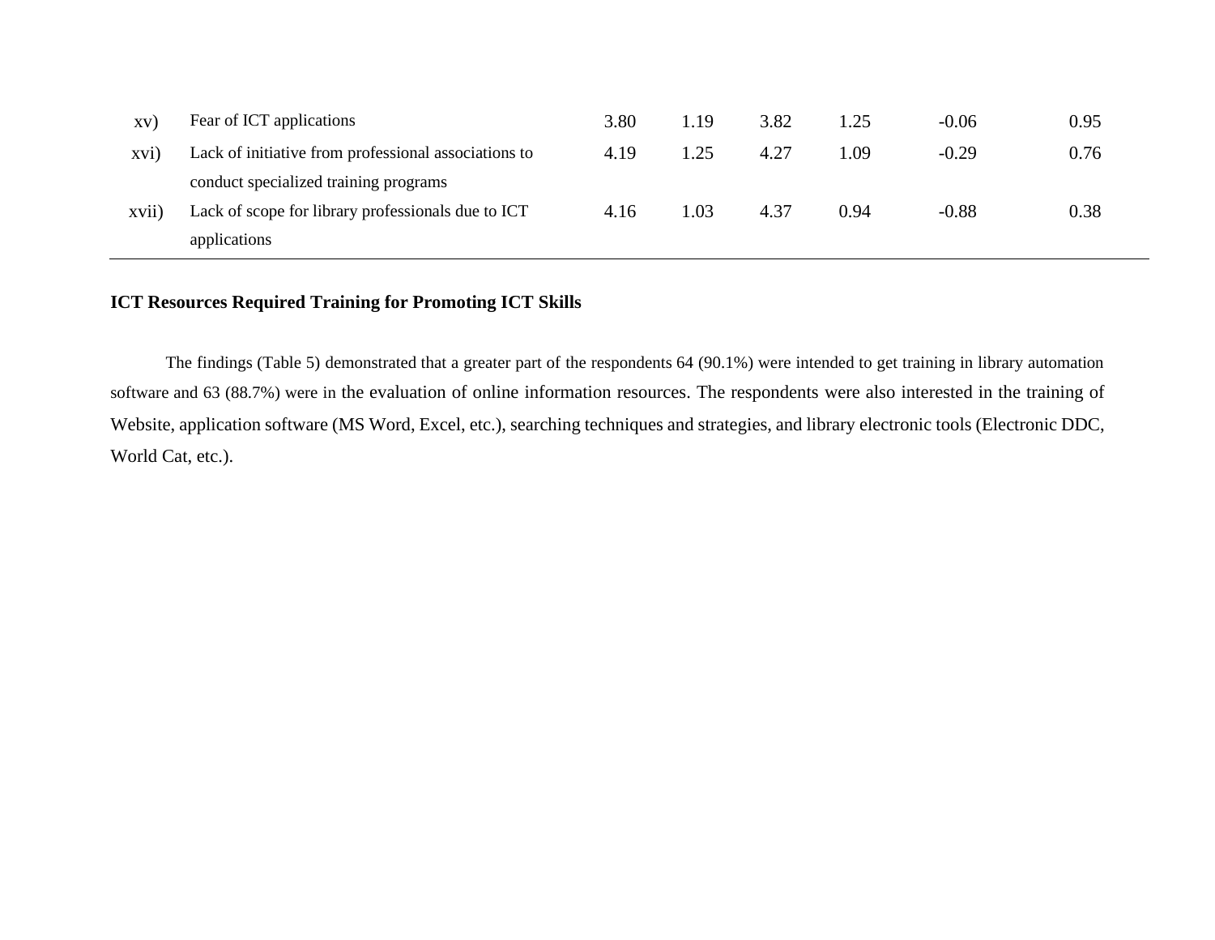| | | | | | | | |
|---|---|---|---|---|---|---|---|
| xv) | Fear of ICT applications | 3.80 | 1.19 | 3.82 | 1.25 | -0.06 | 0.95 |
| xvi) | Lack of initiative from professional associations to conduct specialized training programs | 4.19 | 1.25 | 4.27 | 1.09 | -0.29 | 0.76 |
| xvii) | Lack of scope for library professionals due to ICT applications | 4.16 | 1.03 | 4.37 | 0.94 | -0.88 | 0.38 |

**ICT Resources Required Training for Promoting ICT Skills**

The findings (Table 5) demonstrated that a greater part of the respondents 64 (90.1%) were intended to get training in library automation software and 63 (88.7%) were in the evaluation of online information resources. The respondents were also interested in the training of Website, application software (MS Word, Excel, etc.), searching techniques and strategies, and library electronic tools (Electronic DDC, World Cat, etc.).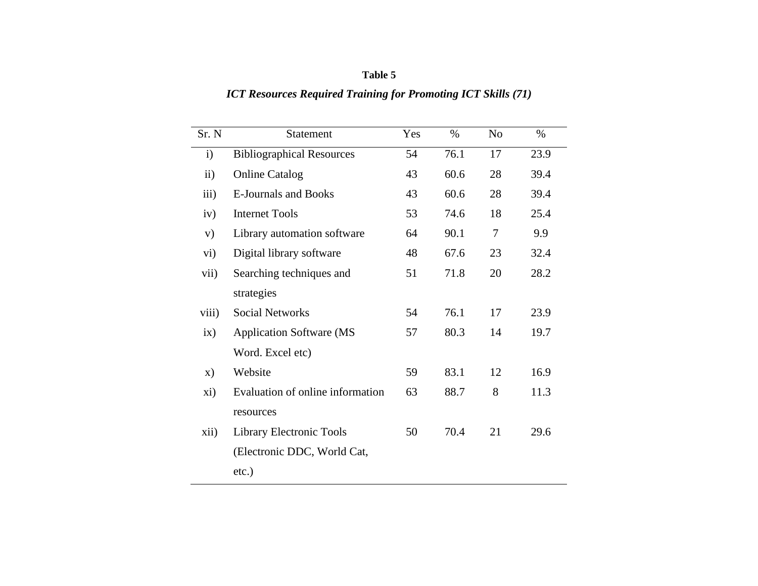**Table 5**

***ICT Resources Required Training for Promoting ICT Skills (71)***

| Sr. N | Statement | Yes | % | No | % |
|---|---|---|---|---|---|
| i) | Bibliographical Resources | 54 | 76.1 | 17 | 23.9 |
| ii) | Online Catalog | 43 | 60.6 | 28 | 39.4 |
| iii) | E-Journals and Books | 43 | 60.6 | 28 | 39.4 |
| iv) | Internet Tools | 53 | 74.6 | 18 | 25.4 |
| v) | Library automation software | 64 | 90.1 | 7 | 9.9 |
| vi) | Digital library software | 48 | 67.6 | 23 | 32.4 |
| vii) | Searching techniques and strategies | 51 | 71.8 | 20 | 28.2 |
| viii) | Social Networks | 54 | 76.1 | 17 | 23.9 |
| ix) | Application Software (MS Word. Excel etc) | 57 | 80.3 | 14 | 19.7 |
| x) | Website | 59 | 83.1 | 12 | 16.9 |
| xi) | Evaluation of online information resources | 63 | 88.7 | 8 | 11.3 |
| xii) | Library Electronic Tools (Electronic DDC, World Cat, etc.) | 50 | 70.4 | 21 | 29.6 |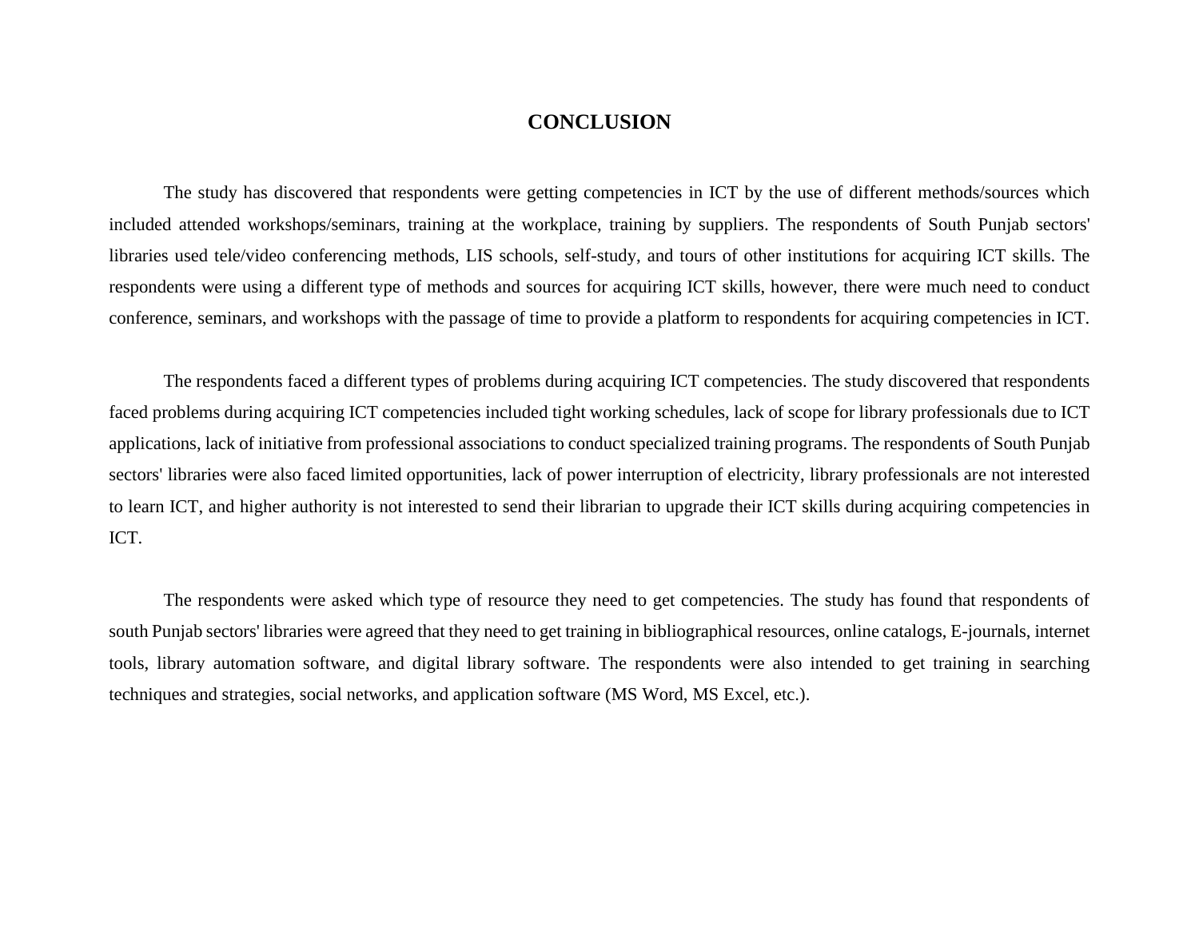# CONCLUSION

The study has discovered that respondents were getting competencies in ICT by the use of different methods/sources which included attended workshops/seminars, training at the workplace, training by suppliers. The respondents of South Punjab sectors' libraries used tele/video conferencing methods, LIS schools, self-study, and tours of other institutions for acquiring ICT skills. The respondents were using a different type of methods and sources for acquiring ICT skills, however, there were much need to conduct conference, seminars, and workshops with the passage of time to provide a platform to respondents for acquiring competencies in ICT.

The respondents faced a different types of problems during acquiring ICT competencies. The study discovered that respondents faced problems during acquiring ICT competencies included tight working schedules, lack of scope for library professionals due to ICT applications, lack of initiative from professional associations to conduct specialized training programs. The respondents of South Punjab sectors' libraries were also faced limited opportunities, lack of power interruption of electricity, library professionals are not interested to learn ICT, and higher authority is not interested to send their librarian to upgrade their ICT skills during acquiring competencies in ICT.

The respondents were asked which type of resource they need to get competencies. The study has found that respondents of south Punjab sectors' libraries were agreed that they need to get training in bibliographical resources, online catalogs, E-journals, internet tools, library automation software, and digital library software. The respondents were also intended to get training in searching techniques and strategies, social networks, and application software (MS Word, MS Excel, etc.).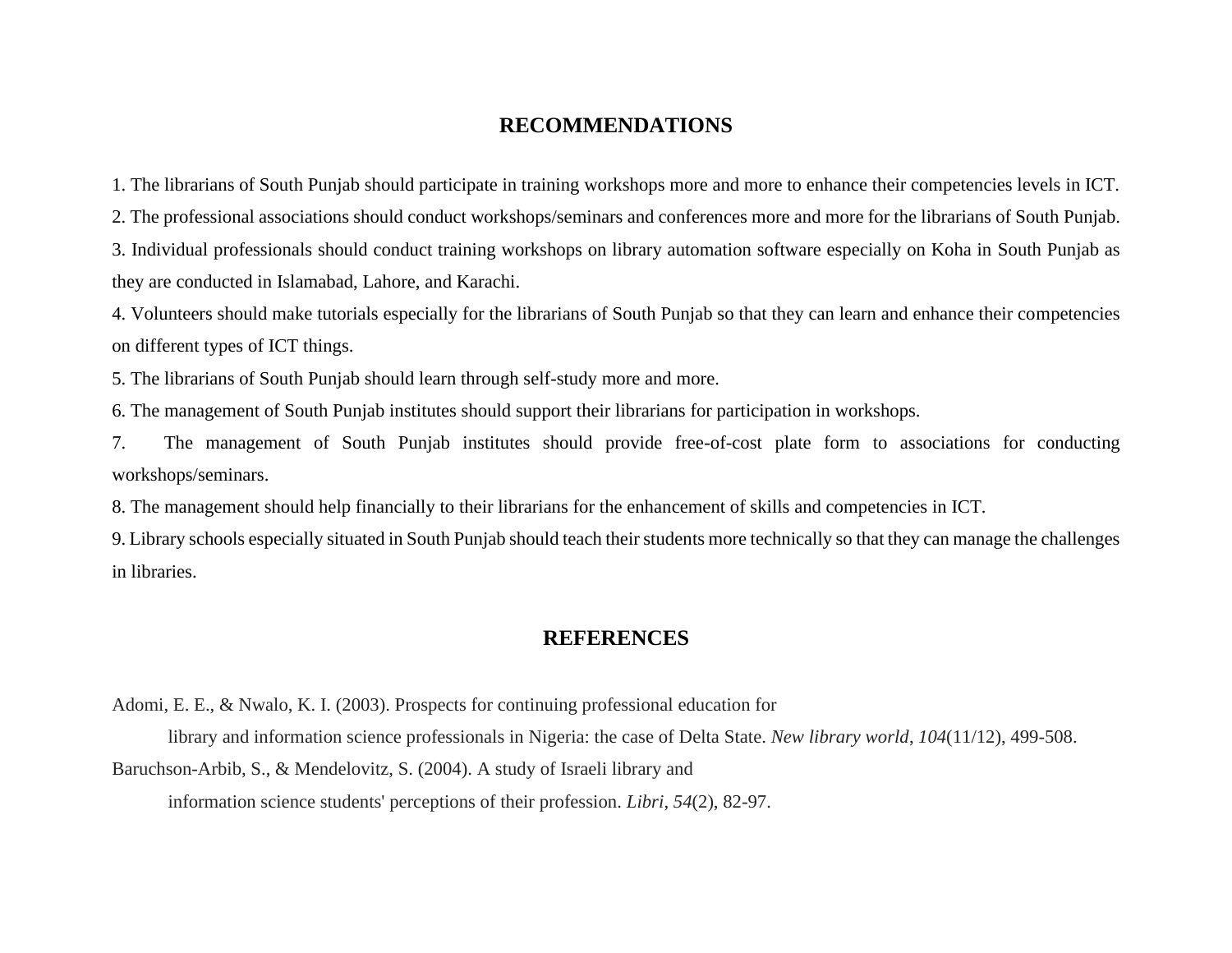## RECOMMENDATIONS

1. The librarians of South Punjab should participate in training workshops more and more to enhance their competencies levels in ICT.
2. The professional associations should conduct workshops/seminars and conferences more and more for the librarians of South Punjab.
3. Individual professionals should conduct training workshops on library automation software especially on Koha in South Punjab as they are conducted in Islamabad, Lahore, and Karachi.
4. Volunteers should make tutorials especially for the librarians of South Punjab so that they can learn and enhance their competencies on different types of ICT things.
5. The librarians of South Punjab should learn through self-study more and more.
6. The management of South Punjab institutes should support their librarians for participation in workshops.
7. The management of South Punjab institutes should provide free-of-cost plate form to associations for conducting workshops/seminars.
8. The management should help financially to their librarians for the enhancement of skills and competencies in ICT.
9. Library schools especially situated in South Punjab should teach their students more technically so that they can manage the challenges in libraries.

## REFERENCES

Adomi, E. E., & Nwalo, K. I. (2003). Prospects for continuing professional education for library and information science professionals in Nigeria: the case of Delta State. *New library world*, *104*(11/12), 499-508.

Baruchson-Arbib, S., & Mendelovitz, S. (2004). A study of Israeli library and information science students' perceptions of their profession. *Libri*, *54*(2), 82-97.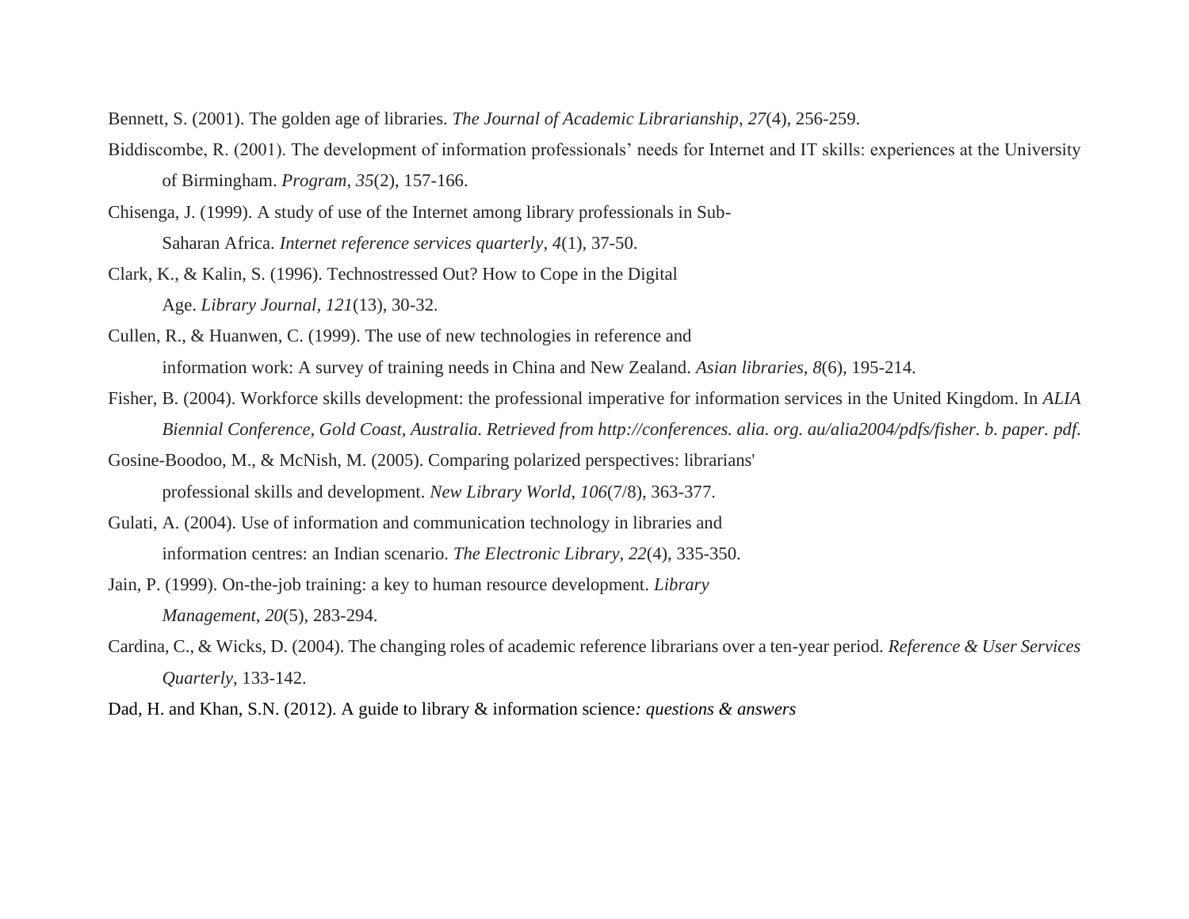Bennett, S. (2001). The golden age of libraries. *The Journal of Academic Librarianship*, *27*(4), 256-259.

Biddiscombe, R. (2001). The development of information professionals' needs for Internet and IT skills: experiences at the University of Birmingham. *Program*, *35*(2), 157-166.

Chisenga, J. (1999). A study of use of the Internet among library professionals in Sub-Saharan Africa. *Internet reference services quarterly*, *4*(1), 37-50.

Clark, K., & Kalin, S. (1996). Technostressed Out? How to Cope in the Digital Age. *Library Journal*, *121*(13), 30-32.

Cullen, R., & Huanwen, C. (1999). The use of new technologies in reference and information work: A survey of training needs in China and New Zealand. *Asian libraries*, *8*(6), 195-214.

Fisher, B. (2004). Workforce skills development: the professional imperative for information services in the United Kingdom. In *ALIA Biennial Conference, Gold Coast, Australia. Retrieved from http://conferences. alia. org. au/alia2004/pdfs/fisher. b. paper. pdf*.

Gosine-Boodoo, M., & McNish, M. (2005). Comparing polarized perspectives: librarians' professional skills and development. *New Library World*, *106*(7/8), 363-377.

Gulati, A. (2004). Use of information and communication technology in libraries and information centres: an Indian scenario. *The Electronic Library*, *22*(4), 335-350.

Jain, P. (1999). On-the-job training: a key to human resource development. *Library Management*, *20*(5), 283-294.

Cardina, C., & Wicks, D. (2004). The changing roles of academic reference librarians over a ten-year period. *Reference & User Services Quarterly*, 133-142.

Dad, H. and Khan, S.N. (2012). A guide to library & information science*: questions & answers*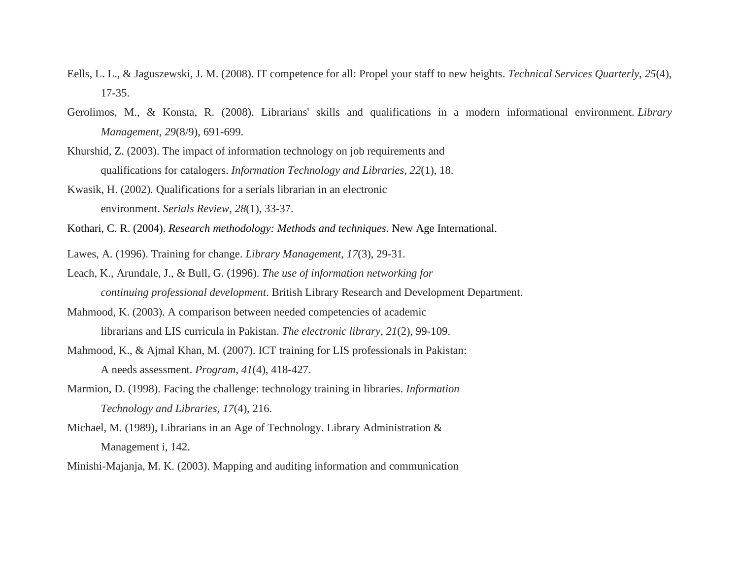Eells, L. L., & Jaguszewski, J. M. (2008). IT competence for all: Propel your staff to new heights. *Technical Services Quarterly*, *25*(4), 17-35.

Gerolimos, M., & Konsta, R. (2008). Librarians' skills and qualifications in a modern informational environment. *Library Management*, *29*(8/9), 691-699.

Khurshid, Z. (2003). The impact of information technology on job requirements and qualifications for catalogers. *Information Technology and Libraries*, *22*(1), 18.

Kwasik, H. (2002). Qualifications for a serials librarian in an electronic environment. *Serials Review*, *28*(1), 33-37.

Kothari, C. R. (2004). *Research methodology: Methods and techniques*. New Age International.

Lawes, A. (1996). Training for change. *Library Management*, *17*(3), 29-31.

Leach, K., Arundale, J., & Bull, G. (1996). *The use of information networking for continuing professional development*. British Library Research and Development Department.

Mahmood, K. (2003). A comparison between needed competencies of academic librarians and LIS curricula in Pakistan. *The electronic library*, *21*(2), 99-109.

Mahmood, K., & Ajmal Khan, M. (2007). ICT training for LIS professionals in Pakistan: A needs assessment. *Program*, *41*(4), 418-427.

Marmion, D. (1998). Facing the challenge: technology training in libraries. *Information Technology and Libraries*, *17*(4), 216.

Michael, M. (1989), Librarians in an Age of Technology. Library Administration & Management i, 142.

Minishi-Majanja, M. K. (2003). Mapping and auditing information and communication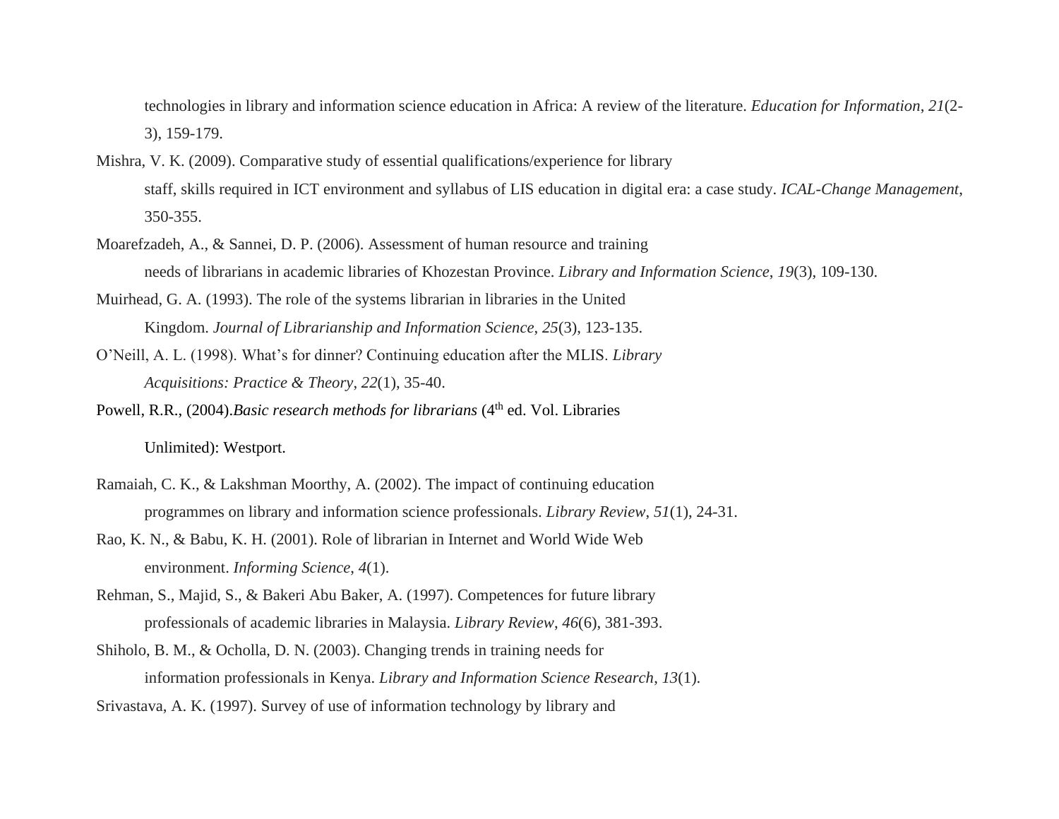technologies in library and information science education in Africa: A review of the literature. *Education for Information*, *21*(2-3), 159-179.

Mishra, V. K. (2009). Comparative study of essential qualifications/experience for library staff, skills required in ICT environment and syllabus of LIS education in digital era: a case study. *ICAL-Change Management*, 350-355.

Moarefzadeh, A., & Sannei, D. P. (2006). Assessment of human resource and training needs of librarians in academic libraries of Khozestan Province. *Library and Information Science*, *19*(3), 109-130.

Muirhead, G. A. (1993). The role of the systems librarian in libraries in the United Kingdom. *Journal of Librarianship and Information Science*, *25*(3), 123-135.

O'Neill, A. L. (1998). What's for dinner? Continuing education after the MLIS. *Library Acquisitions: Practice & Theory*, *22*(1), 35-40.

Powell, R.R., (2004).*Basic research methods for librarians* (4th ed. Vol. Libraries Unlimited): Westport.

Ramaiah, C. K., & Lakshman Moorthy, A. (2002). The impact of continuing education programmes on library and information science professionals. *Library Review*, *51*(1), 24-31.

Rao, K. N., & Babu, K. H. (2001). Role of librarian in Internet and World Wide Web environment. *Informing Science*, *4*(1).

Rehman, S., Majid, S., & Bakeri Abu Baker, A. (1997). Competences for future library professionals of academic libraries in Malaysia. *Library Review*, *46*(6), 381-393.

Shiholo, B. M., & Ocholla, D. N. (2003). Changing trends in training needs for information professionals in Kenya. *Library and Information Science Research*, *13*(1).

Srivastava, A. K. (1997). Survey of use of information technology by library and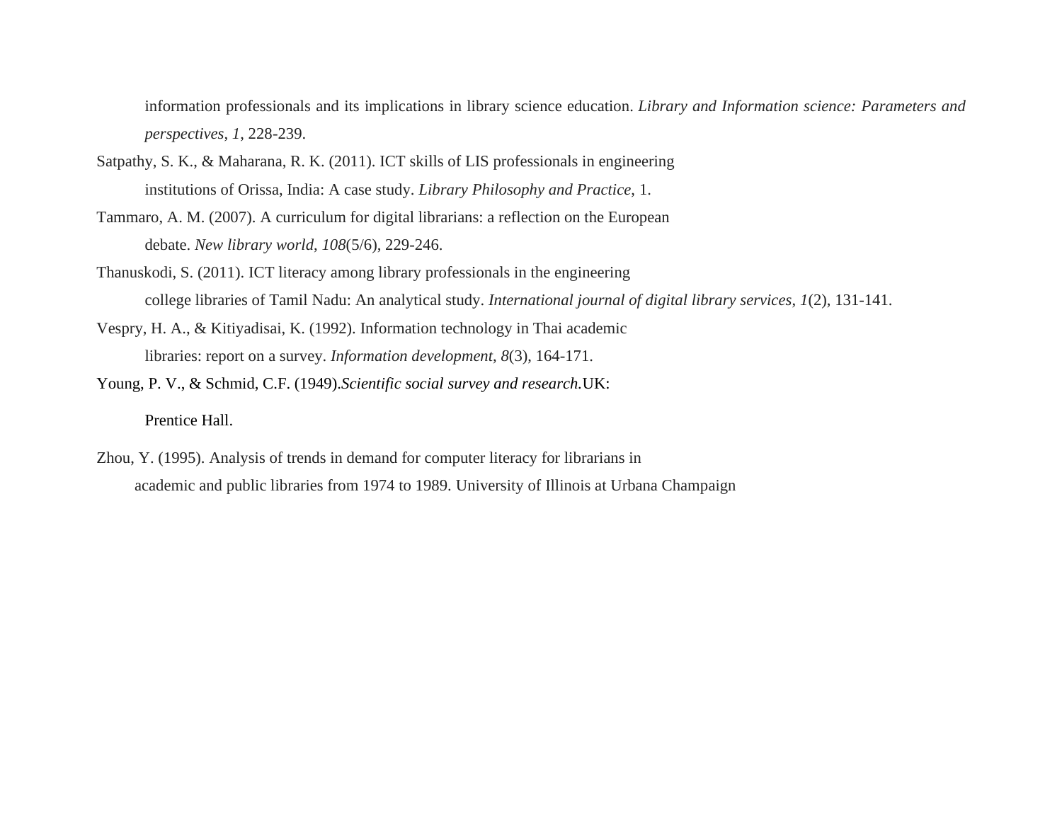information professionals and its implications in library science education. *Library and Information science: Parameters and perspectives*, *1*, 228-239.

Satpathy, S. K., & Maharana, R. K. (2011). ICT skills of LIS professionals in engineering institutions of Orissa, India: A case study. *Library Philosophy and Practice*, 1.

Tammaro, A. M. (2007). A curriculum for digital librarians: a reflection on the European debate. *New library world*, *108*(5/6), 229-246.

Thanuskodi, S. (2011). ICT literacy among library professionals in the engineering college libraries of Tamil Nadu: An analytical study. *International journal of digital library services*, *1*(2), 131-141.

Vespry, H. A., & Kitiyadisai, K. (1992). Information technology in Thai academic libraries: report on a survey. *Information development*, *8*(3), 164-171.

Young, P. V., & Schmid, C.F. (1949).*Scientific social survey and research.*UK: Prentice Hall.

Zhou, Y. (1995). Analysis of trends in demand for computer literacy for librarians in academic and public libraries from 1974 to 1989. University of Illinois at Urbana Champaign